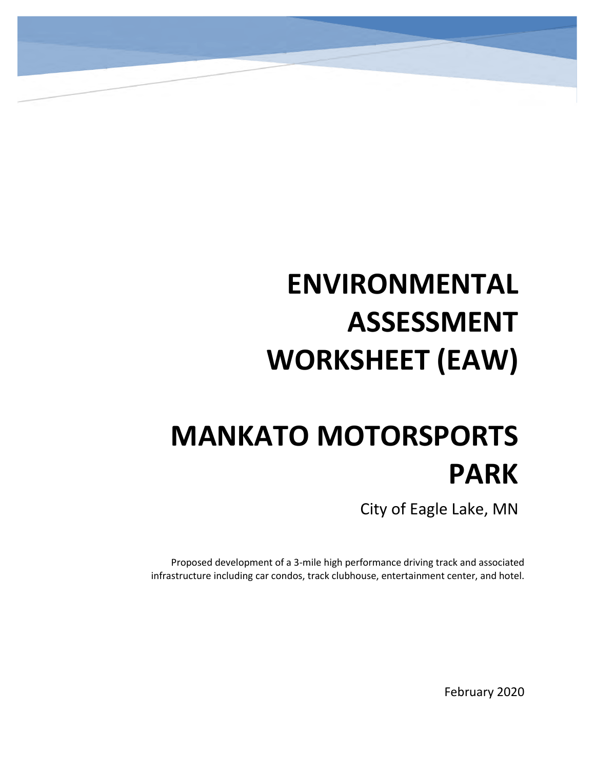# ENVIRONMENTAL ASSESSMENT WORKSHEET (EAW)

# MANKATO MOTORSPORTS PARK

City of Eagle Lake, MN

Proposed development of a 3-mile high performance driving track and associated infrastructure including car condos, track clubhouse, entertainment center, and hotel.

February 2020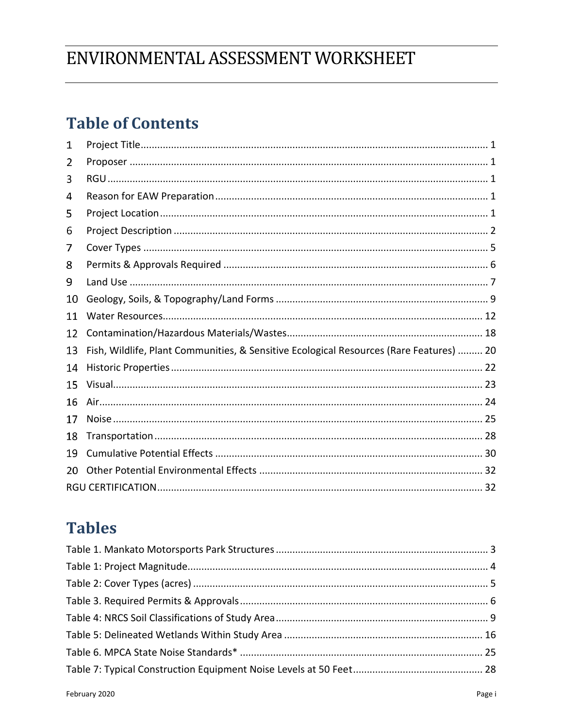# ENVIRONMENTAL ASSESSMENT WORKSHEET

## Table of Contents

1 Project Title ... 1
2 Proposer ... 1
3 RGU ... 1
4 Reason for EAW Preparation ... 1
5 Project Location ... 1
6 Project Description ... 2
7 Cover Types ... 5
8 Permits & Approvals Required ... 6
9 Land Use ... 7
10 Geology, Soils, & Topography/Land Forms ... 9
11 Water Resources ... 12
12 Contamination/Hazardous Materials/Wastes ... 18
13 Fish, Wildlife, Plant Communities, & Sensitive Ecological Resources (Rare Features) ... 20
14 Historic Properties ... 22
15 Visual ... 23
16 Air ... 24
17 Noise ... 25
18 Transportation ... 28
19 Cumulative Potential Effects ... 30
20 Other Potential Environmental Effects ... 32
RGU CERTIFICATION ... 32

## Tables

Table 1. Mankato Motorsports Park Structures ... 3
Table 1: Project Magnitude ... 4
Table 2: Cover Types (acres) ... 5
Table 3. Required Permits & Approvals ... 6
Table 4: NRCS Soil Classifications of Study Area ... 9
Table 5: Delineated Wetlands Within Study Area ... 16
Table 6. MPCA State Noise Standards* ... 25
Table 7: Typical Construction Equipment Noise Levels at 50 Feet ... 28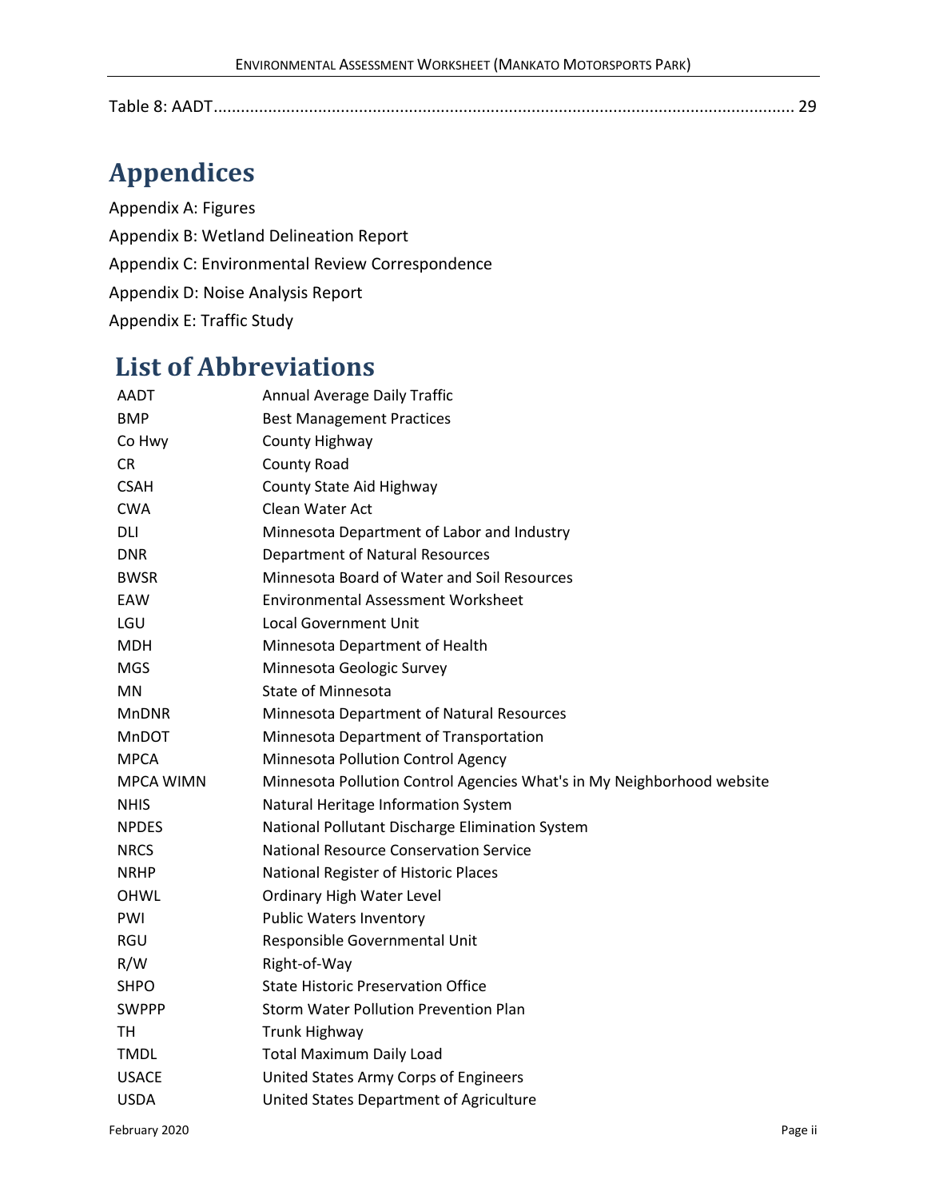Table 8: AADT................................................................................................................................ 29

# Appendices

Appendix A: Figures

Appendix B: Wetland Delineation Report

Appendix C: Environmental Review Correspondence

Appendix D: Noise Analysis Report

Appendix E: Traffic Study

# List of Abbreviations

| | |
|---|---|
| AADT | Annual Average Daily Traffic |
| BMP | Best Management Practices |
| Co Hwy | County Highway |
| CR | County Road |
| CSAH | County State Aid Highway |
| CWA | Clean Water Act |
| DLI | Minnesota Department of Labor and Industry |
| DNR | Department of Natural Resources |
| BWSR | Minnesota Board of Water and Soil Resources |
| EAW | Environmental Assessment Worksheet |
| LGU | Local Government Unit |
| MDH | Minnesota Department of Health |
| MGS | Minnesota Geologic Survey |
| MN | State of Minnesota |
| MnDNR | Minnesota Department of Natural Resources |
| MnDOT | Minnesota Department of Transportation |
| MPCA | Minnesota Pollution Control Agency |
| MPCA WIMN | Minnesota Pollution Control Agencies What's in My Neighborhood website |
| NHIS | Natural Heritage Information System |
| NPDES | National Pollutant Discharge Elimination System |
| NRCS | National Resource Conservation Service |
| NRHP | National Register of Historic Places |
| OHWL | Ordinary High Water Level |
| PWI | Public Waters Inventory |
| RGU | Responsible Governmental Unit |
| R/W | Right-of-Way |
| SHPO | State Historic Preservation Office |
| SWPPP | Storm Water Pollution Prevention Plan |
| TH | Trunk Highway |
| TMDL | Total Maximum Daily Load |
| USACE | United States Army Corps of Engineers |
| USDA | United States Department of Agriculture |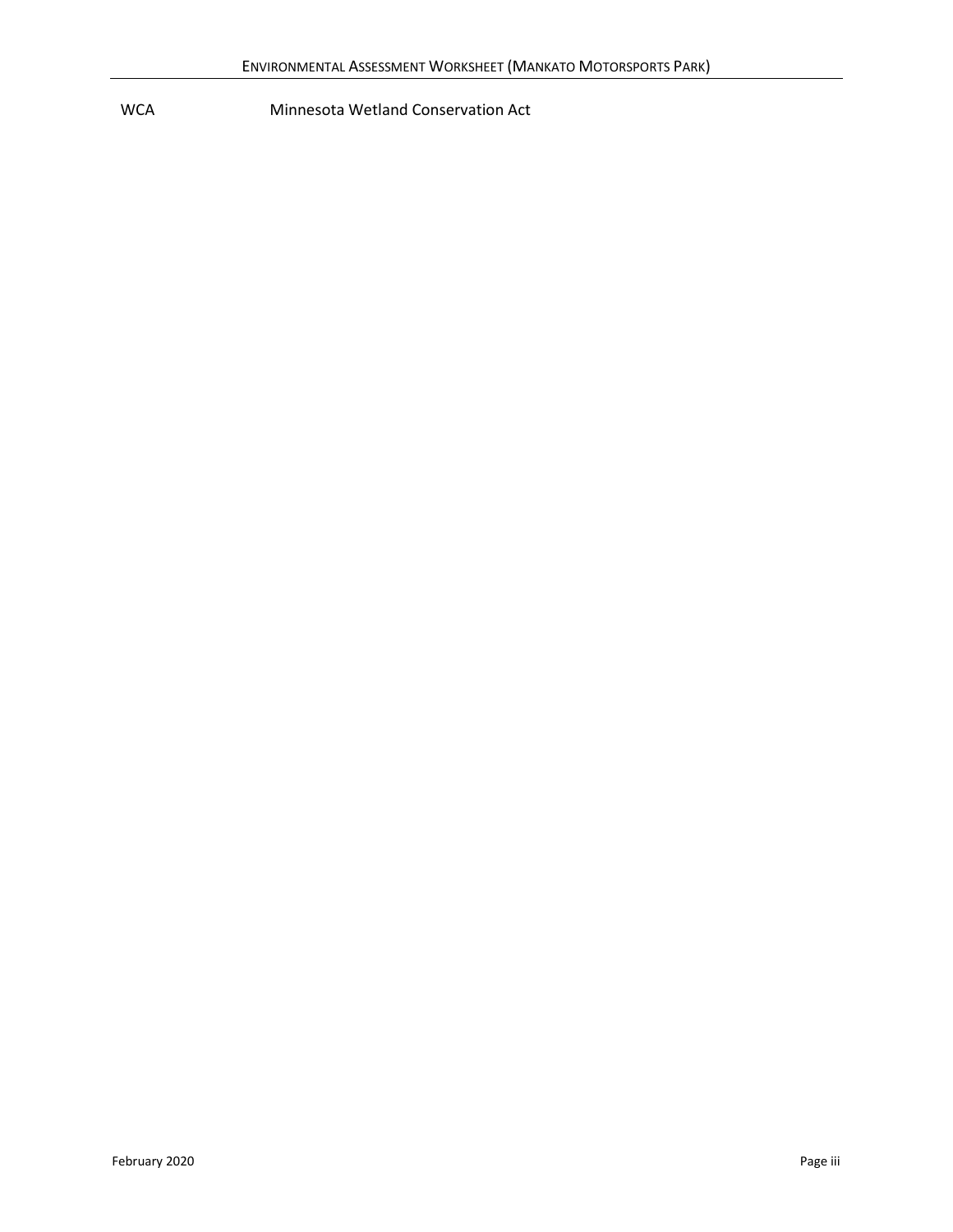| | |
|---|---|
| WCA | Minnesota Wetland Conservation Act |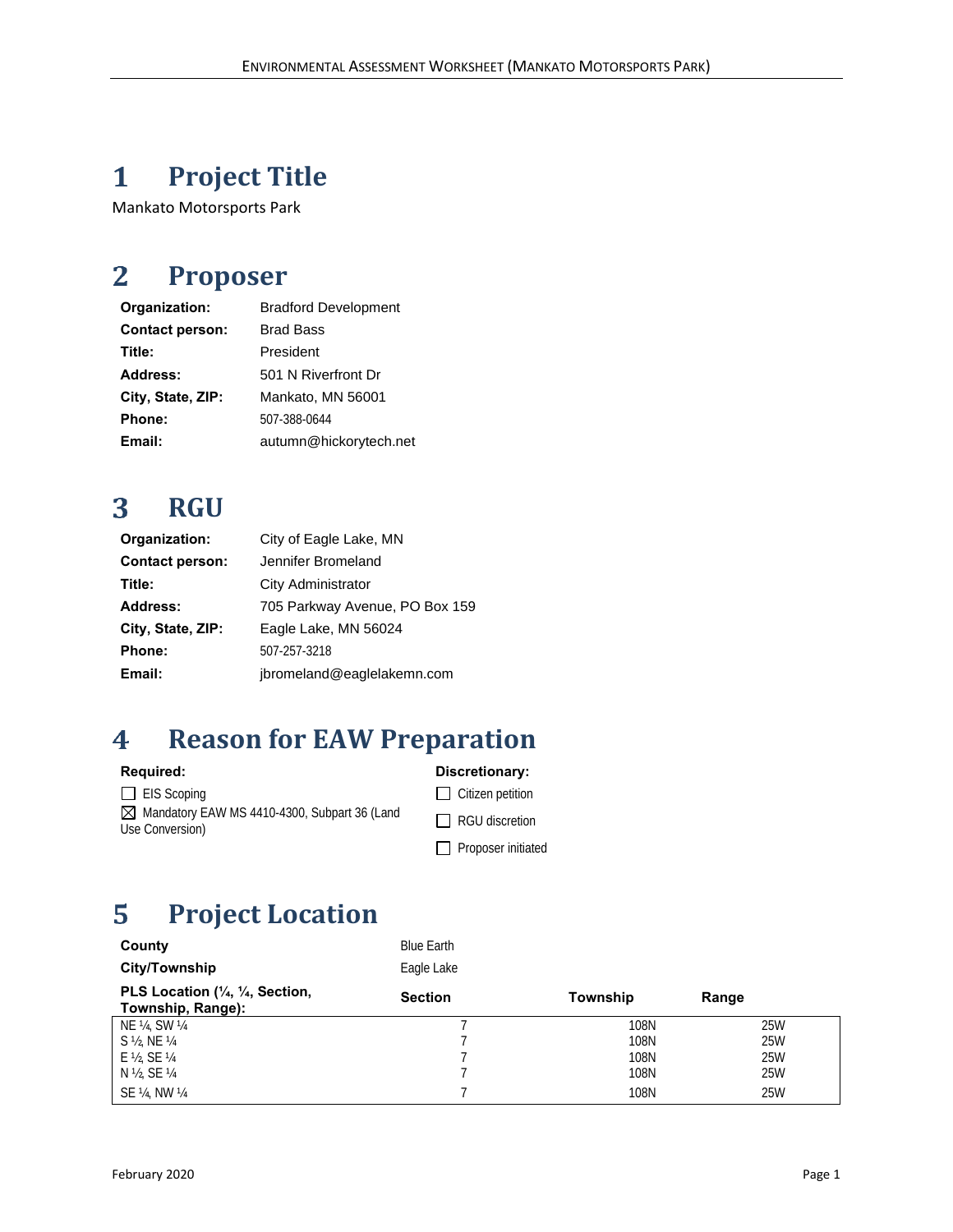# 1 Project Title

Mankato Motorsports Park

# 2 Proposer

| | |
|---|---|
| **Organization:** | Bradford Development |
| **Contact person:** | Brad Bass |
| **Title:** | President |
| **Address:** | 501 N Riverfront Dr |
| **City, State, ZIP:** | Mankato, MN 56001 |
| **Phone:** | 507-388-0644 |
| **Email:** | autumn@hickorytech.net |

# 3 RGU

| | |
|---|---|
| **Organization:** | City of Eagle Lake, MN |
| **Contact person:** | Jennifer Bromeland |
| **Title:** | City Administrator |
| **Address:** | 705 Parkway Avenue, PO Box 159 |
| **City, State, ZIP:** | Eagle Lake, MN 56024 |
| **Phone:** | 507-257-3218 |
| **Email:** | jbromeland@eaglelakemn.com |

# 4 Reason for EAW Preparation

**Required:**

- ☐ EIS Scoping
- ☒ Mandatory EAW MS 4410-4300, Subpart 36 (Land Use Conversion)

**Discretionary:**

- ☐ Citizen petition
- ☐ RGU discretion
- ☐ Proposer initiated

# 5 Project Location

| | |
|---|---|
| **County** | Blue Earth |
| **City/Township** | Eagle Lake |

| **PLS Location (¼, ¼, Section, Township, Range):** | **Section** | **Township** | **Range** |
|---|---|---|---|
| NE ¼, SW ¼ | 7 | 108N | 25W |
| S ½, NE ¼ | 7 | 108N | 25W |
| E ½, SE ¼ | 7 | 108N | 25W |
| N ½, SE ¼ | 7 | 108N | 25W |
| SE ¼, NW ¼ | 7 | 108N | 25W |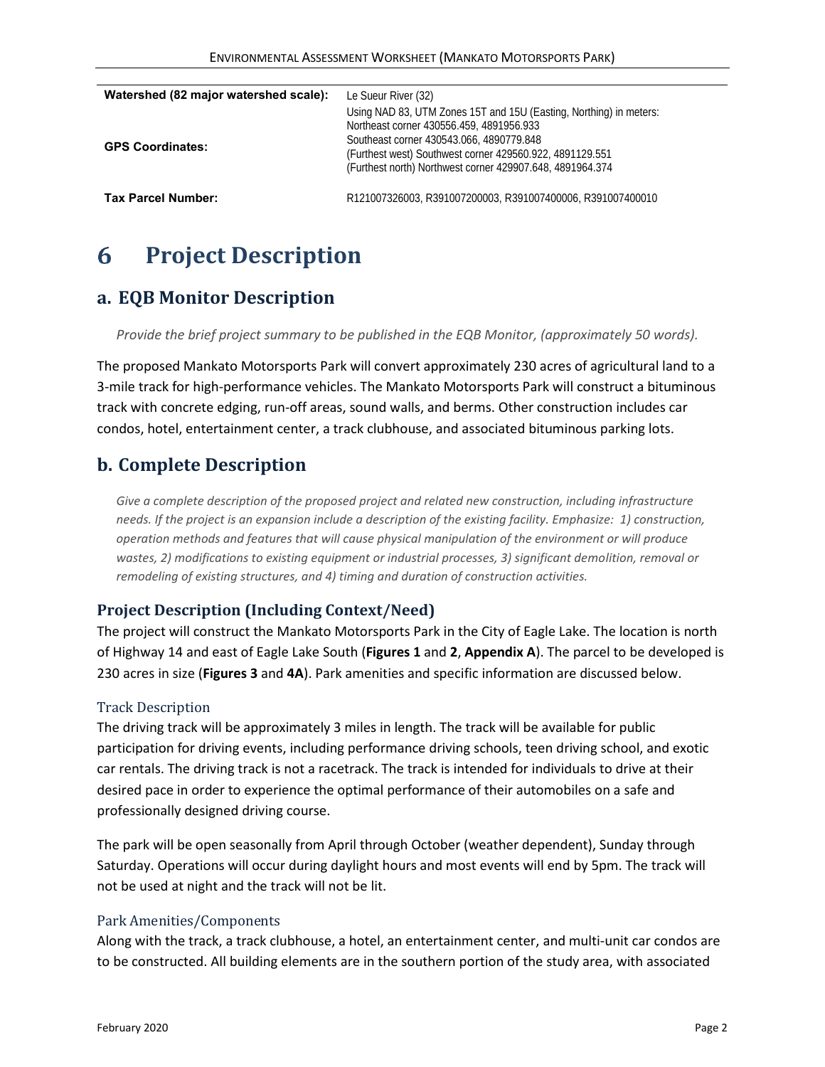| Watershed (82 major watershed scale): | Le Sueur River (32) |
| --- | --- |
| GPS Coordinates: | Using NAD 83, UTM Zones 15T and 15U (Easting, Northing) in meters:<br>Northeast corner 430556.459, 4891956.933<br>Southeast corner 430543.066, 4890779.848<br>(Furthest west) Southwest corner 429560.922, 4891129.551<br>(Furthest north) Northwest corner 429907.648, 4891964.374 |
| Tax Parcel Number: | R121007326003, R391007200003, R391007400006, R391007400010 |

# 6 Project Description

## a. EQB Monitor Description

*Provide the brief project summary to be published in the EQB Monitor, (approximately 50 words).*

The proposed Mankato Motorsports Park will convert approximately 230 acres of agricultural land to a 3-mile track for high-performance vehicles. The Mankato Motorsports Park will construct a bituminous track with concrete edging, run-off areas, sound walls, and berms. Other construction includes car condos, hotel, entertainment center, a track clubhouse, and associated bituminous parking lots.

## b. Complete Description

*Give a complete description of the proposed project and related new construction, including infrastructure needs. If the project is an expansion include a description of the existing facility. Emphasize: 1) construction, operation methods and features that will cause physical manipulation of the environment or will produce wastes, 2) modifications to existing equipment or industrial processes, 3) significant demolition, removal or remodeling of existing structures, and 4) timing and duration of construction activities.*

### Project Description (Including Context/Need)

The project will construct the Mankato Motorsports Park in the City of Eagle Lake. The location is north of Highway 14 and east of Eagle Lake South (**Figures 1** and **2**, **Appendix A**). The parcel to be developed is 230 acres in size (**Figures 3** and **4A**). Park amenities and specific information are discussed below.

#### Track Description

The driving track will be approximately 3 miles in length. The track will be available for public participation for driving events, including performance driving schools, teen driving school, and exotic car rentals. The driving track is not a racetrack. The track is intended for individuals to drive at their desired pace in order to experience the optimal performance of their automobiles on a safe and professionally designed driving course.

The park will be open seasonally from April through October (weather dependent), Sunday through Saturday. Operations will occur during daylight hours and most events will end by 5pm. The track will not be used at night and the track will not be lit.

#### Park Amenities/Components

Along with the track, a track clubhouse, a hotel, an entertainment center, and multi-unit car condos are to be constructed. All building elements are in the southern portion of the study area, with associated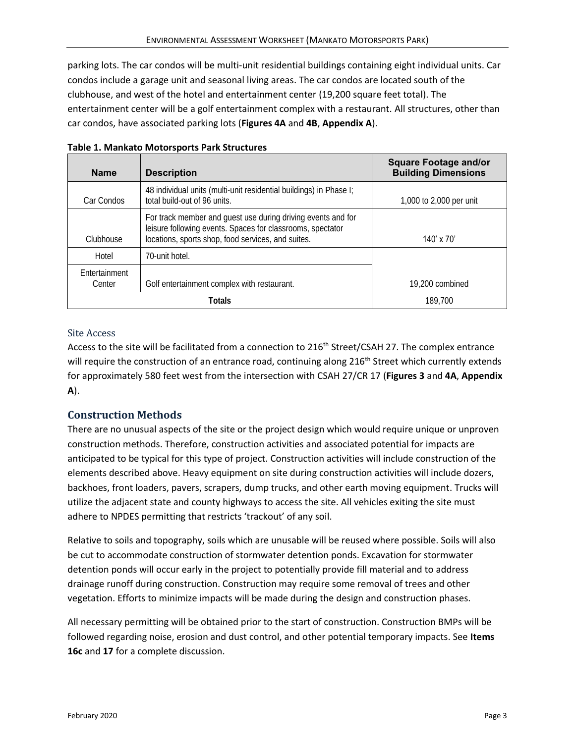parking lots. The car condos will be multi-unit residential buildings containing eight individual units. Car condos include a garage unit and seasonal living areas. The car condos are located south of the clubhouse, and west of the hotel and entertainment center (19,200 square feet total). The entertainment center will be a golf entertainment complex with a restaurant. All structures, other than car condos, have associated parking lots (**Figures 4A** and **4B**, **Appendix A**).

**Table 1. Mankato Motorsports Park Structures**

| Name | Description | Square Footage and/or Building Dimensions |
|---|---|---|
| Car Condos | 48 individual units (multi-unit residential buildings) in Phase I; total build-out of 96 units. | 1,000 to 2,000 per unit |
| Clubhouse | For track member and guest use during driving events and for leisure following events. Spaces for classrooms, spectator locations, sports shop, food services, and suites. | 140' x 70' |
| Hotel | 70-unit hotel. | 19,200 combined |
| Entertainment Center | Golf entertainment complex with restaurant. | |
| Totals | | 189,700 |

### Site Access

Access to the site will be facilitated from a connection to 216th Street/CSAH 27. The complex entrance will require the construction of an entrance road, continuing along 216th Street which currently extends for approximately 580 feet west from the intersection with CSAH 27/CR 17 (**Figures 3** and **4A**, **Appendix A**).

## Construction Methods

There are no unusual aspects of the site or the project design which would require unique or unproven construction methods. Therefore, construction activities and associated potential for impacts are anticipated to be typical for this type of project. Construction activities will include construction of the elements described above. Heavy equipment on site during construction activities will include dozers, backhoes, front loaders, pavers, scrapers, dump trucks, and other earth moving equipment. Trucks will utilize the adjacent state and county highways to access the site. All vehicles exiting the site must adhere to NPDES permitting that restricts 'trackout' of any soil.

Relative to soils and topography, soils which are unusable will be reused where possible. Soils will also be cut to accommodate construction of stormwater detention ponds. Excavation for stormwater detention ponds will occur early in the project to potentially provide fill material and to address drainage runoff during construction. Construction may require some removal of trees and other vegetation. Efforts to minimize impacts will be made during the design and construction phases.

All necessary permitting will be obtained prior to the start of construction. Construction BMPs will be followed regarding noise, erosion and dust control, and other potential temporary impacts. See **Items 16c** and **17** for a complete discussion.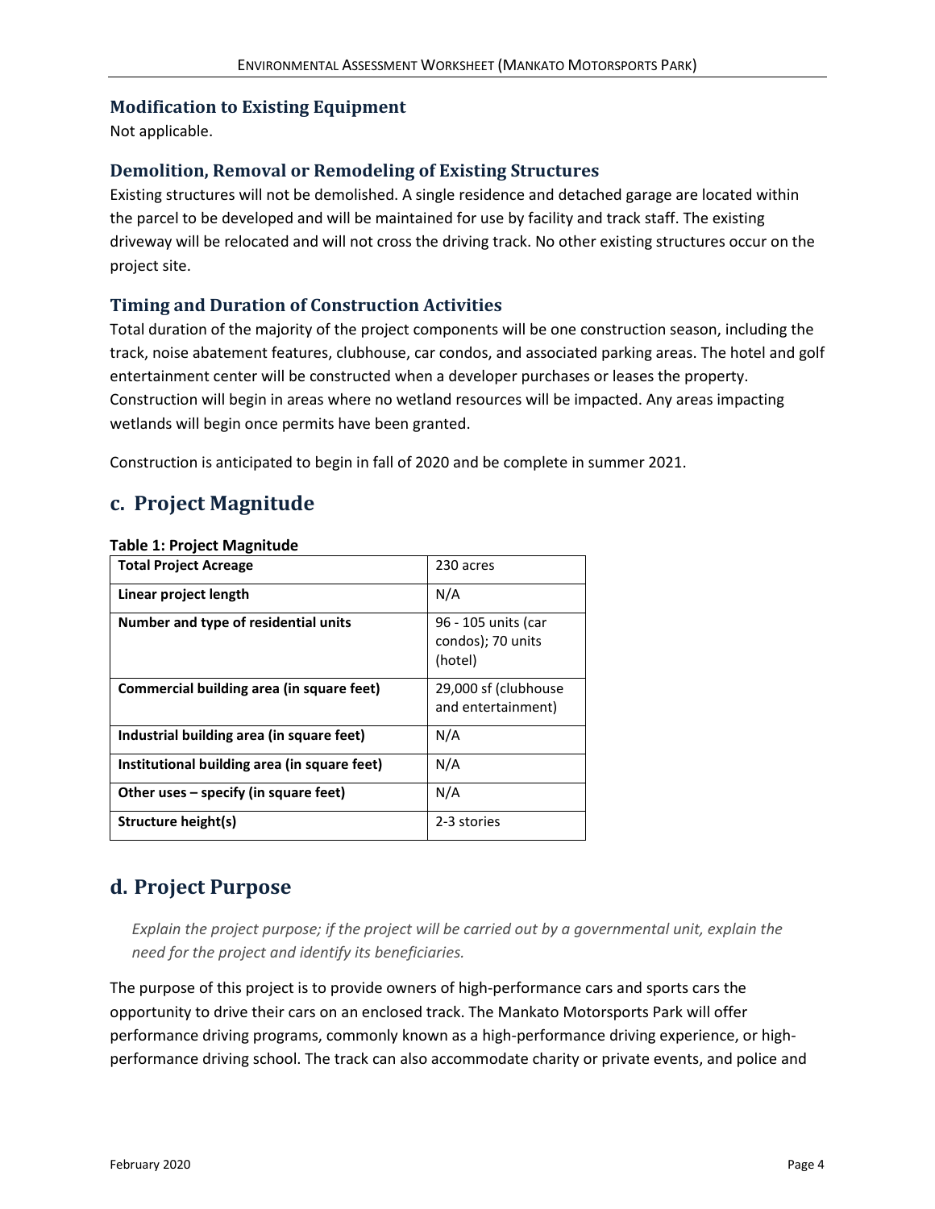### Modification to Existing Equipment

Not applicable.

### Demolition, Removal or Remodeling of Existing Structures

Existing structures will not be demolished. A single residence and detached garage are located within the parcel to be developed and will be maintained for use by facility and track staff. The existing driveway will be relocated and will not cross the driving track. No other existing structures occur on the project site.

### Timing and Duration of Construction Activities

Total duration of the majority of the project components will be one construction season, including the track, noise abatement features, clubhouse, car condos, and associated parking areas. The hotel and golf entertainment center will be constructed when a developer purchases or leases the property. Construction will begin in areas where no wetland resources will be impacted. Any areas impacting wetlands will begin once permits have been granted.

Construction is anticipated to begin in fall of 2020 and be complete in summer 2021.

## c. Project Magnitude

**Table 1: Project Magnitude**

| | |
|---|---|
| **Total Project Acreage** | 230 acres |
| **Linear project length** | N/A |
| **Number and type of residential units** | 96 - 105 units (car condos); 70 units (hotel) |
| **Commercial building area (in square feet)** | 29,000 sf (clubhouse and entertainment) |
| **Industrial building area (in square feet)** | N/A |
| **Institutional building area (in square feet)** | N/A |
| **Other uses – specify (in square feet)** | N/A |
| **Structure height(s)** | 2-3 stories |

## d. Project Purpose

*Explain the project purpose; if the project will be carried out by a governmental unit, explain the need for the project and identify its beneficiaries.*

The purpose of this project is to provide owners of high-performance cars and sports cars the opportunity to drive their cars on an enclosed track. The Mankato Motorsports Park will offer performance driving programs, commonly known as a high-performance driving experience, or high-performance driving school. The track can also accommodate charity or private events, and police and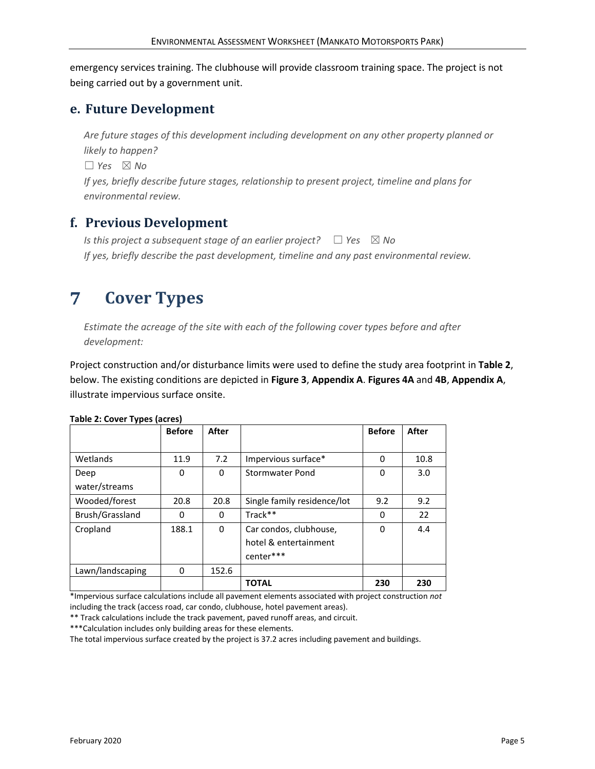emergency services training. The clubhouse will provide classroom training space. The project is not being carried out by a government unit.

## e. Future Development

*Are future stages of this development including development on any other property planned or likely to happen?*

☐ *Yes* ☒ *No*

*If yes, briefly describe future stages, relationship to present project, timeline and plans for environmental review.*

## f. Previous Development

*Is this project a subsequent stage of an earlier project?* ☐ *Yes* ☒ *No*

*If yes, briefly describe the past development, timeline and any past environmental review.*

# 7 Cover Types

*Estimate the acreage of the site with each of the following cover types before and after development:*

Project construction and/or disturbance limits were used to define the study area footprint in **Table 2**, below. The existing conditions are depicted in **Figure 3**, **Appendix A**. **Figures 4A** and **4B**, **Appendix A**, illustrate impervious surface onsite.

**Table 2: Cover Types (acres)**

| | Before | After | | Before | After |
|---|---|---|---|---|---|
| Wetlands | 11.9 | 7.2 | Impervious surface* | 0 | 10.8 |
| Deep water/streams | 0 | 0 | Stormwater Pond | 0 | 3.0 |
| Wooded/forest | 20.8 | 20.8 | Single family residence/lot | 9.2 | 9.2 |
| Brush/Grassland | 0 | 0 | Track** | 0 | 22 |
| Cropland | 188.1 | 0 | Car condos, clubhouse, hotel & entertainment center*** | 0 | 4.4 |
| Lawn/landscaping | 0 | 152.6 | | | |
| | | | **TOTAL** | **230** | **230** |

*Impervious surface calculations include all pavement elements associated with project construction *not* including the track (access road, car condo, clubhouse, hotel pavement areas).

** Track calculations include the track pavement, paved runoff areas, and circuit.

***Calculation includes only building areas for these elements.

The total impervious surface created by the project is 37.2 acres including pavement and buildings.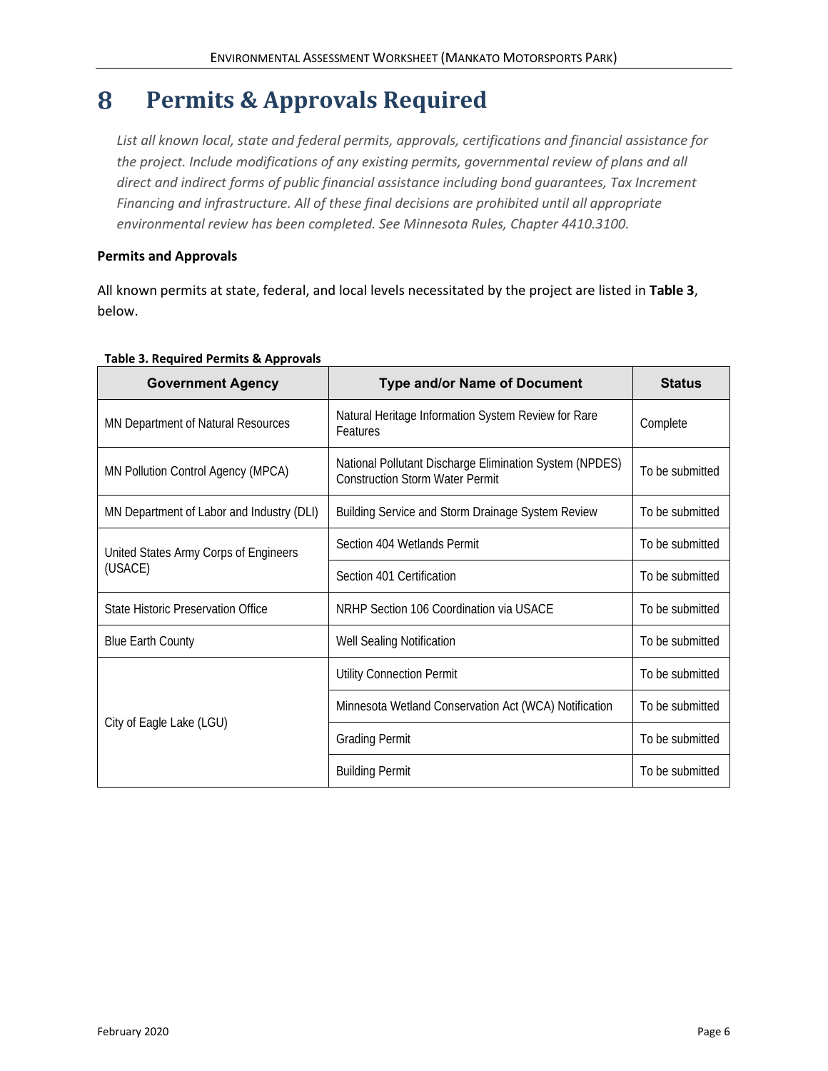# 8 Permits & Approvals Required

*List all known local, state and federal permits, approvals, certifications and financial assistance for the project. Include modifications of any existing permits, governmental review of plans and all direct and indirect forms of public financial assistance including bond guarantees, Tax Increment Financing and infrastructure. All of these final decisions are prohibited until all appropriate environmental review has been completed. See Minnesota Rules, Chapter 4410.3100.*

**Permits and Approvals**

All known permits at state, federal, and local levels necessitated by the project are listed in **Table 3**, below.

**Table 3. Required Permits & Approvals**

| Government Agency | Type and/or Name of Document | Status |
|---|---|---|
| MN Department of Natural Resources | Natural Heritage Information System Review for Rare Features | Complete |
| MN Pollution Control Agency (MPCA) | National Pollutant Discharge Elimination System (NPDES) Construction Storm Water Permit | To be submitted |
| MN Department of Labor and Industry (DLI) | Building Service and Storm Drainage System Review | To be submitted |
| United States Army Corps of Engineers (USACE) | Section 404 Wetlands Permit | To be submitted |
| | Section 401 Certification | To be submitted |
| State Historic Preservation Office | NRHP Section 106 Coordination via USACE | To be submitted |
| Blue Earth County | Well Sealing Notification | To be submitted |
| City of Eagle Lake (LGU) | Utility Connection Permit | To be submitted |
| | Minnesota Wetland Conservation Act (WCA) Notification | To be submitted |
| | Grading Permit | To be submitted |
| | Building Permit | To be submitted |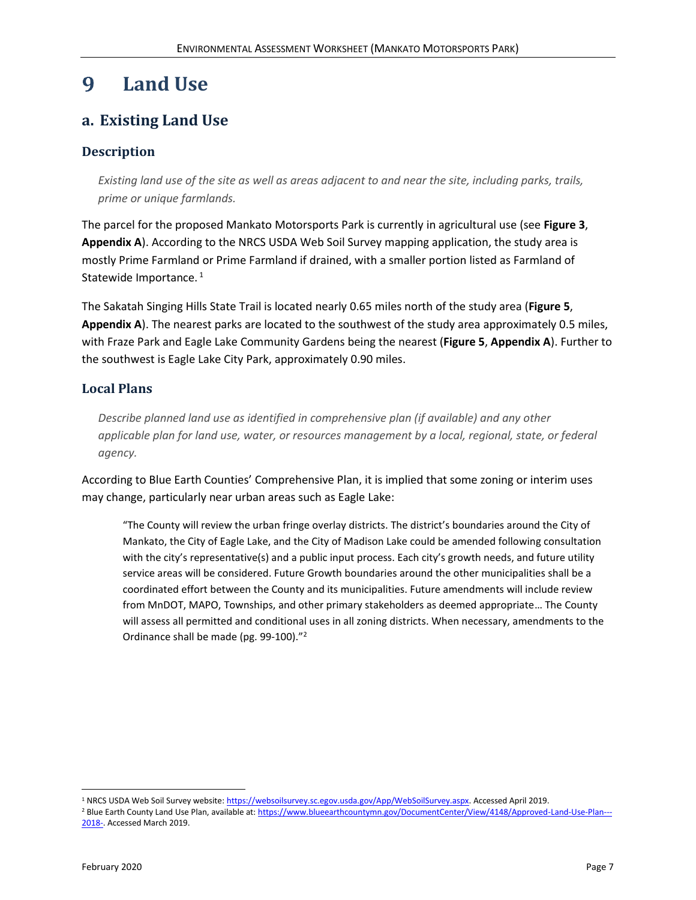# 9 Land Use

## a. Existing Land Use

### Description

*Existing land use of the site as well as areas adjacent to and near the site, including parks, trails, prime or unique farmlands.*

The parcel for the proposed Mankato Motorsports Park is currently in agricultural use (see **Figure 3**, **Appendix A**). According to the NRCS USDA Web Soil Survey mapping application, the study area is mostly Prime Farmland or Prime Farmland if drained, with a smaller portion listed as Farmland of Statewide Importance. [1]

The Sakatah Singing Hills State Trail is located nearly 0.65 miles north of the study area (**Figure 5**, **Appendix A**). The nearest parks are located to the southwest of the study area approximately 0.5 miles, with Fraze Park and Eagle Lake Community Gardens being the nearest (**Figure 5**, **Appendix A**). Further to the southwest is Eagle Lake City Park, approximately 0.90 miles.

### Local Plans

*Describe planned land use as identified in comprehensive plan (if available) and any other applicable plan for land use, water, or resources management by a local, regional, state, or federal agency.*

According to Blue Earth Counties' Comprehensive Plan, it is implied that some zoning or interim uses may change, particularly near urban areas such as Eagle Lake:

> "The County will review the urban fringe overlay districts. The district's boundaries around the City of Mankato, the City of Eagle Lake, and the City of Madison Lake could be amended following consultation with the city's representative(s) and a public input process. Each city's growth needs, and future utility service areas will be considered. Future Growth boundaries around the other municipalities shall be a coordinated effort between the County and its municipalities. Future amendments will include review from MnDOT, MAPO, Townships, and other primary stakeholders as deemed appropriate… The County will assess all permitted and conditional uses in all zoning districts. When necessary, amendments to the Ordinance shall be made (pg. 99-100)."[2]

---

[1] NRCS USDA Web Soil Survey website: https://websoilsurvey.sc.egov.usda.gov/App/WebSoilSurvey.aspx. Accessed April 2019.

[2] Blue Earth County Land Use Plan, available at: https://www.blueearthcountymn.gov/DocumentCenter/View/4148/Approved-Land-Use-Plan---2018-. Accessed March 2019.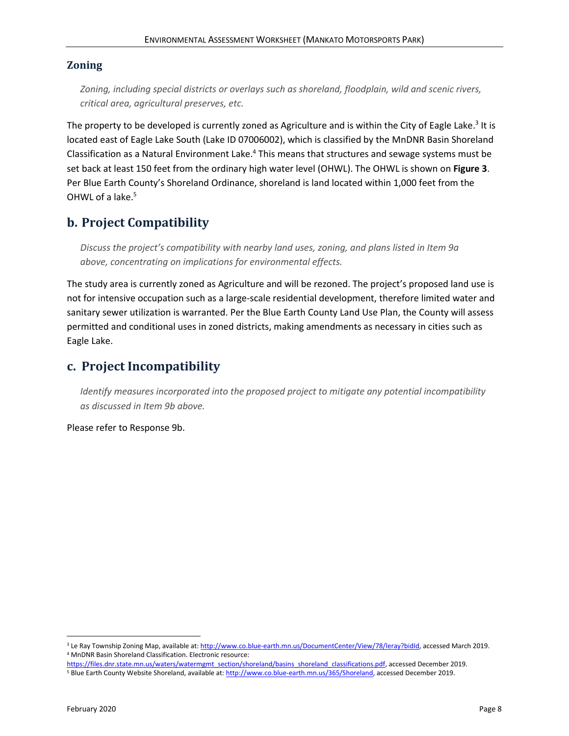### Zoning

*Zoning, including special districts or overlays such as shoreland, floodplain, wild and scenic rivers, critical area, agricultural preserves, etc.*

The property to be developed is currently zoned as Agriculture and is within the City of Eagle Lake.[3] It is located east of Eagle Lake South (Lake ID 07006002), which is classified by the MnDNR Basin Shoreland Classification as a Natural Environment Lake.[4] This means that structures and sewage systems must be set back at least 150 feet from the ordinary high water level (OHWL). The OHWL is shown on **Figure 3**. Per Blue Earth County's Shoreland Ordinance, shoreland is land located within 1,000 feet from the OHWL of a lake.[5]

## b. Project Compatibility

*Discuss the project's compatibility with nearby land uses, zoning, and plans listed in Item 9a above, concentrating on implications for environmental effects.*

The study area is currently zoned as Agriculture and will be rezoned. The project's proposed land use is not for intensive occupation such as a large-scale residential development, therefore limited water and sanitary sewer utilization is warranted. Per the Blue Earth County Land Use Plan, the County will assess permitted and conditional uses in zoned districts, making amendments as necessary in cities such as Eagle Lake.

## c. Project Incompatibility

*Identify measures incorporated into the proposed project to mitigate any potential incompatibility as discussed in Item 9b above.*

Please refer to Response 9b.

---

[3] Le Ray Township Zoning Map, available at: http://www.co.blue-earth.mn.us/DocumentCenter/View/78/leray?bidId, accessed March 2019.

[4] MnDNR Basin Shoreland Classification. Electronic resource: https://files.dnr.state.mn.us/waters/watermgmt_section/shoreland/basins_shoreland_classifications.pdf, accessed December 2019.

[5] Blue Earth County Website Shoreland, available at: http://www.co.blue-earth.mn.us/365/Shoreland, accessed December 2019.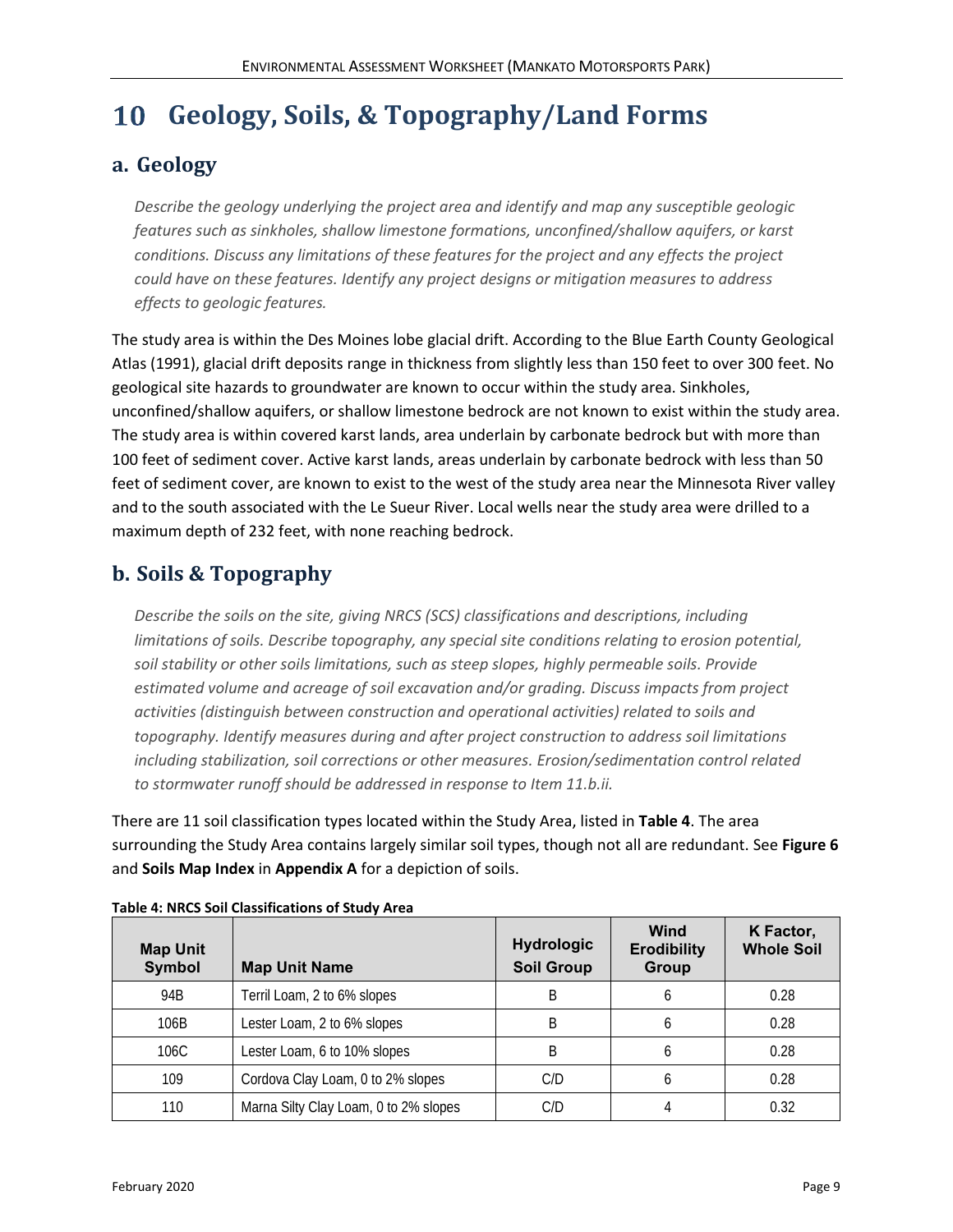# 10 Geology, Soils, & Topography/Land Forms

## a. Geology

*Describe the geology underlying the project area and identify and map any susceptible geologic features such as sinkholes, shallow limestone formations, unconfined/shallow aquifers, or karst conditions. Discuss any limitations of these features for the project and any effects the project could have on these features. Identify any project designs or mitigation measures to address effects to geologic features.*

The study area is within the Des Moines lobe glacial drift. According to the Blue Earth County Geological Atlas (1991), glacial drift deposits range in thickness from slightly less than 150 feet to over 300 feet. No geological site hazards to groundwater are known to occur within the study area. Sinkholes, unconfined/shallow aquifers, or shallow limestone bedrock are not known to exist within the study area. The study area is within covered karst lands, area underlain by carbonate bedrock but with more than 100 feet of sediment cover. Active karst lands, areas underlain by carbonate bedrock with less than 50 feet of sediment cover, are known to exist to the west of the study area near the Minnesota River valley and to the south associated with the Le Sueur River. Local wells near the study area were drilled to a maximum depth of 232 feet, with none reaching bedrock.

## b. Soils & Topography

*Describe the soils on the site, giving NRCS (SCS) classifications and descriptions, including limitations of soils. Describe topography, any special site conditions relating to erosion potential, soil stability or other soils limitations, such as steep slopes, highly permeable soils. Provide estimated volume and acreage of soil excavation and/or grading. Discuss impacts from project activities (distinguish between construction and operational activities) related to soils and topography. Identify measures during and after project construction to address soil limitations including stabilization, soil corrections or other measures. Erosion/sedimentation control related to stormwater runoff should be addressed in response to Item 11.b.ii.*

There are 11 soil classification types located within the Study Area, listed in **Table 4**. The area surrounding the Study Area contains largely similar soil types, though not all are redundant. See **Figure 6** and **Soils Map Index** in **Appendix A** for a depiction of soils.

**Table 4: NRCS Soil Classifications of Study Area**

| Map Unit Symbol | Map Unit Name | Hydrologic Soil Group | Wind Erodibility Group | K Factor, Whole Soil |
|---|---|---|---|---|
| 94B | Terril Loam, 2 to 6% slopes | B | 6 | 0.28 |
| 106B | Lester Loam, 2 to 6% slopes | B | 6 | 0.28 |
| 106C | Lester Loam, 6 to 10% slopes | B | 6 | 0.28 |
| 109 | Cordova Clay Loam, 0 to 2% slopes | C/D | 6 | 0.28 |
| 110 | Marna Silty Clay Loam, 0 to 2% slopes | C/D | 4 | 0.32 |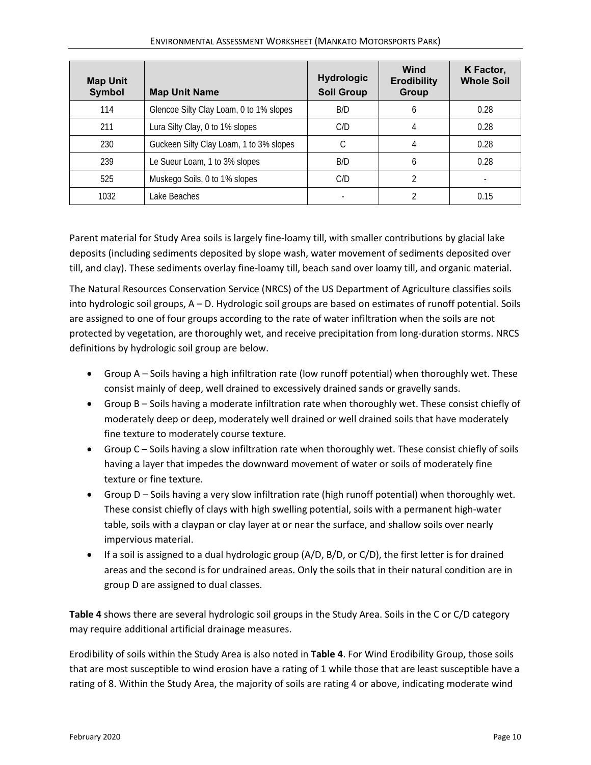| Map Unit Symbol | Map Unit Name | Hydrologic Soil Group | Wind Erodibility Group | K Factor, Whole Soil |
|---|---|---|---|---|
| 114 | Glencoe Silty Clay Loam, 0 to 1% slopes | B/D | 6 | 0.28 |
| 211 | Lura Silty Clay, 0 to 1% slopes | C/D | 4 | 0.28 |
| 230 | Guckeen Silty Clay Loam, 1 to 3% slopes | C | 4 | 0.28 |
| 239 | Le Sueur Loam, 1 to 3% slopes | B/D | 6 | 0.28 |
| 525 | Muskego Soils, 0 to 1% slopes | C/D | 2 | - |
| 1032 | Lake Beaches | - | 2 | 0.15 |

Parent material for Study Area soils is largely fine-loamy till, with smaller contributions by glacial lake deposits (including sediments deposited by slope wash, water movement of sediments deposited over till, and clay). These sediments overlay fine-loamy till, beach sand over loamy till, and organic material.

The Natural Resources Conservation Service (NRCS) of the US Department of Agriculture classifies soils into hydrologic soil groups, A – D. Hydrologic soil groups are based on estimates of runoff potential. Soils are assigned to one of four groups according to the rate of water infiltration when the soils are not protected by vegetation, are thoroughly wet, and receive precipitation from long-duration storms. NRCS definitions by hydrologic soil group are below.

- Group A – Soils having a high infiltration rate (low runoff potential) when thoroughly wet. These consist mainly of deep, well drained to excessively drained sands or gravelly sands.
- Group B – Soils having a moderate infiltration rate when thoroughly wet. These consist chiefly of moderately deep or deep, moderately well drained or well drained soils that have moderately fine texture to moderately course texture.
- Group C – Soils having a slow infiltration rate when thoroughly wet. These consist chiefly of soils having a layer that impedes the downward movement of water or soils of moderately fine texture or fine texture.
- Group D – Soils having a very slow infiltration rate (high runoff potential) when thoroughly wet. These consist chiefly of clays with high swelling potential, soils with a permanent high-water table, soils with a claypan or clay layer at or near the surface, and shallow soils over nearly impervious material.
- If a soil is assigned to a dual hydrologic group (A/D, B/D, or C/D), the first letter is for drained areas and the second is for undrained areas. Only the soils that in their natural condition are in group D are assigned to dual classes.

**Table 4** shows there are several hydrologic soil groups in the Study Area. Soils in the C or C/D category may require additional artificial drainage measures.

Erodibility of soils within the Study Area is also noted in **Table 4**. For Wind Erodibility Group, those soils that are most susceptible to wind erosion have a rating of 1 while those that are least susceptible have a rating of 8. Within the Study Area, the majority of soils are rating 4 or above, indicating moderate wind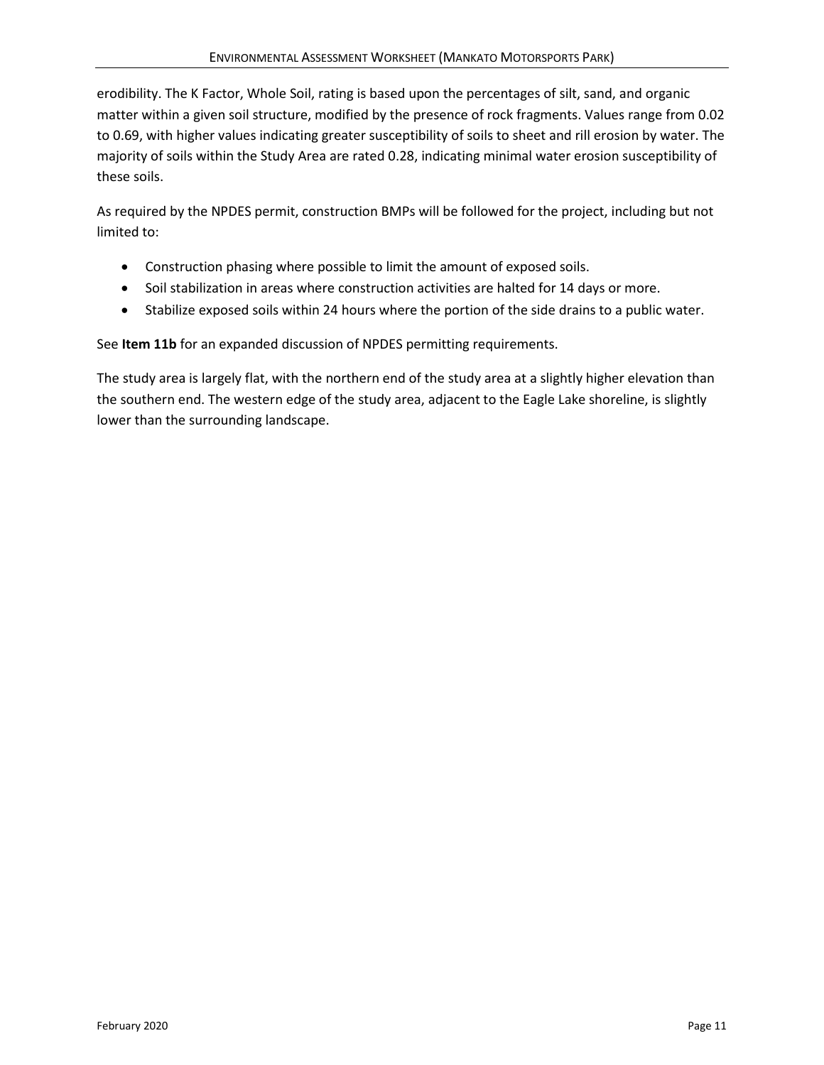erodibility. The K Factor, Whole Soil, rating is based upon the percentages of silt, sand, and organic matter within a given soil structure, modified by the presence of rock fragments. Values range from 0.02 to 0.69, with higher values indicating greater susceptibility of soils to sheet and rill erosion by water. The majority of soils within the Study Area are rated 0.28, indicating minimal water erosion susceptibility of these soils.

As required by the NPDES permit, construction BMPs will be followed for the project, including but not limited to:

- Construction phasing where possible to limit the amount of exposed soils.
- Soil stabilization in areas where construction activities are halted for 14 days or more.
- Stabilize exposed soils within 24 hours where the portion of the side drains to a public water.

See **Item 11b** for an expanded discussion of NPDES permitting requirements.

The study area is largely flat, with the northern end of the study area at a slightly higher elevation than the southern end. The western edge of the study area, adjacent to the Eagle Lake shoreline, is slightly lower than the surrounding landscape.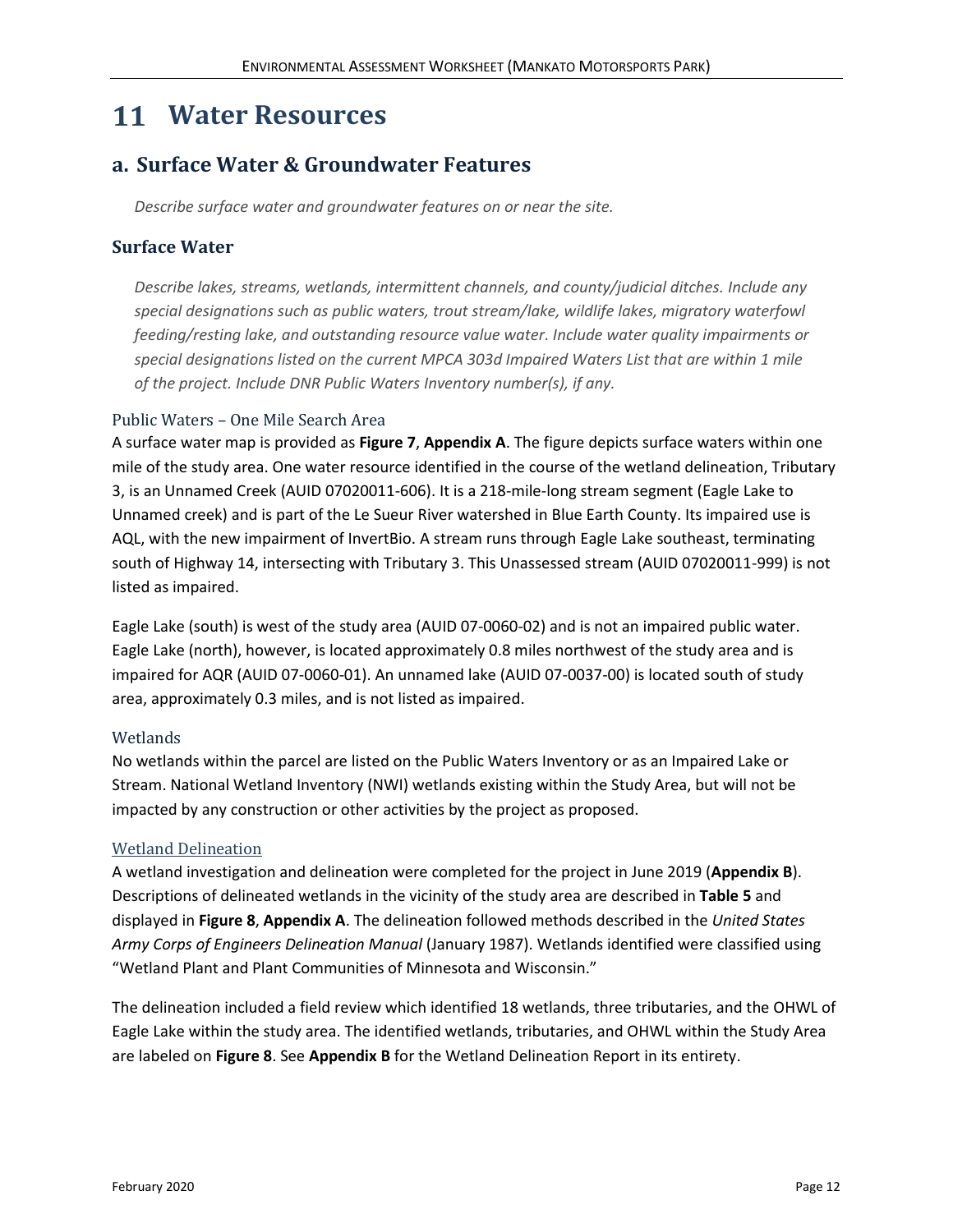# 11 Water Resources

## a. Surface Water & Groundwater Features

*Describe surface water and groundwater features on or near the site.*

### Surface Water

*Describe lakes, streams, wetlands, intermittent channels, and county/judicial ditches. Include any special designations such as public waters, trout stream/lake, wildlife lakes, migratory waterfowl feeding/resting lake, and outstanding resource value water. Include water quality impairments or special designations listed on the current MPCA 303d Impaired Waters List that are within 1 mile of the project. Include DNR Public Waters Inventory number(s), if any.*

#### Public Waters – One Mile Search Area

A surface water map is provided as **Figure 7**, **Appendix A**. The figure depicts surface waters within one mile of the study area. One water resource identified in the course of the wetland delineation, Tributary 3, is an Unnamed Creek (AUID 07020011-606). It is a 218-mile-long stream segment (Eagle Lake to Unnamed creek) and is part of the Le Sueur River watershed in Blue Earth County. Its impaired use is AQL, with the new impairment of InvertBio. A stream runs through Eagle Lake southeast, terminating south of Highway 14, intersecting with Tributary 3. This Unassessed stream (AUID 07020011-999) is not listed as impaired.

Eagle Lake (south) is west of the study area (AUID 07-0060-02) and is not an impaired public water. Eagle Lake (north), however, is located approximately 0.8 miles northwest of the study area and is impaired for AQR (AUID 07-0060-01). An unnamed lake (AUID 07-0037-00) is located south of study area, approximately 0.3 miles, and is not listed as impaired.

#### Wetlands

No wetlands within the parcel are listed on the Public Waters Inventory or as an Impaired Lake or Stream. National Wetland Inventory (NWI) wetlands existing within the Study Area, but will not be impacted by any construction or other activities by the project as proposed.

#### Wetland Delineation

A wetland investigation and delineation were completed for the project in June 2019 (**Appendix B**). Descriptions of delineated wetlands in the vicinity of the study area are described in **Table 5** and displayed in **Figure 8**, **Appendix A**. The delineation followed methods described in the *United States Army Corps of Engineers Delineation Manual* (January 1987). Wetlands identified were classified using "Wetland Plant and Plant Communities of Minnesota and Wisconsin."

The delineation included a field review which identified 18 wetlands, three tributaries, and the OHWL of Eagle Lake within the study area. The identified wetlands, tributaries, and OHWL within the Study Area are labeled on **Figure 8**. See **Appendix B** for the Wetland Delineation Report in its entirety.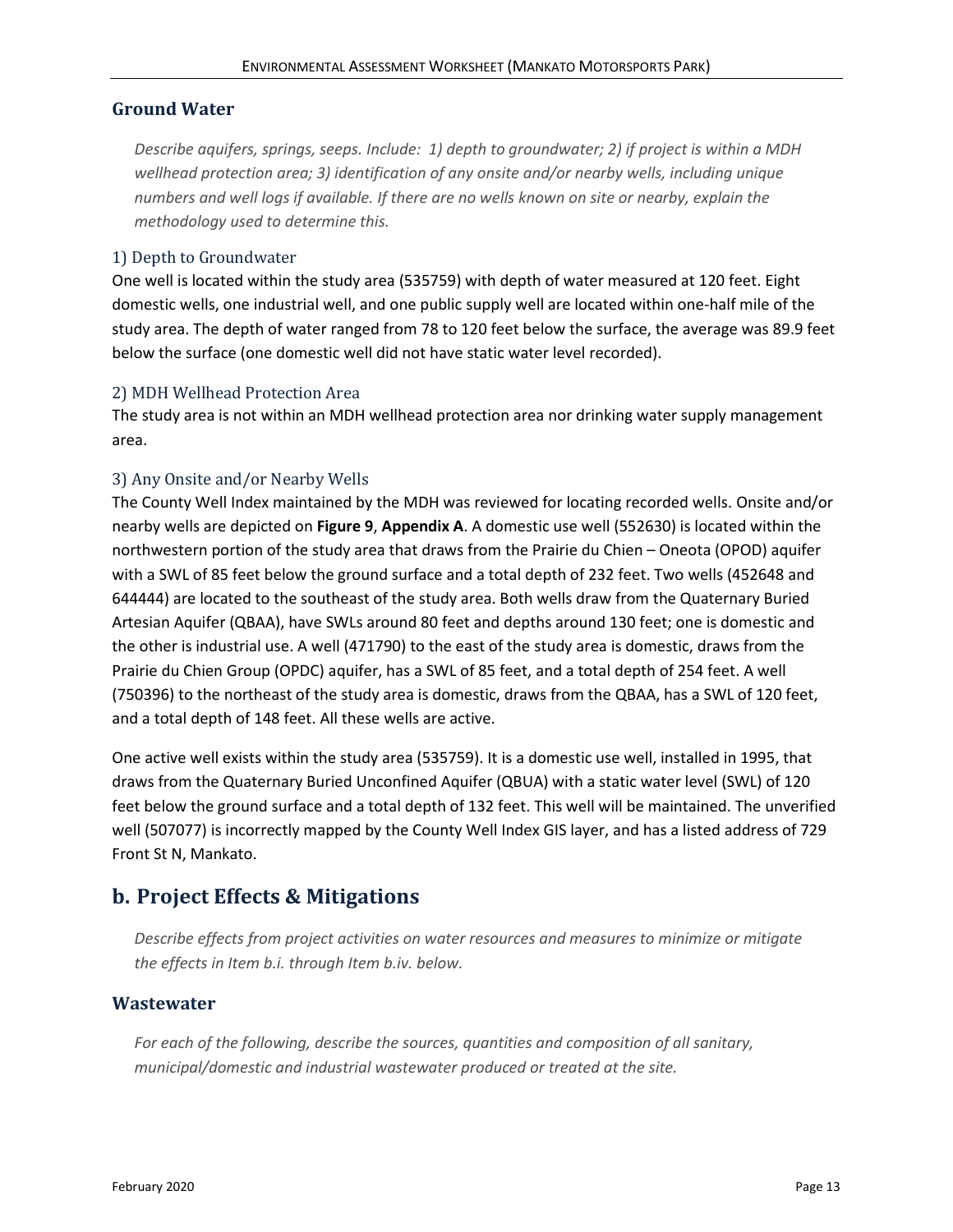### Ground Water

*Describe aquifers, springs, seeps. Include: 1) depth to groundwater; 2) if project is within a MDH wellhead protection area; 3) identification of any onsite and/or nearby wells, including unique numbers and well logs if available. If there are no wells known on site or nearby, explain the methodology used to determine this.*

#### 1) Depth to Groundwater

One well is located within the study area (535759) with depth of water measured at 120 feet. Eight domestic wells, one industrial well, and one public supply well are located within one-half mile of the study area. The depth of water ranged from 78 to 120 feet below the surface, the average was 89.9 feet below the surface (one domestic well did not have static water level recorded).

#### 2) MDH Wellhead Protection Area

The study area is not within an MDH wellhead protection area nor drinking water supply management area.

#### 3) Any Onsite and/or Nearby Wells

The County Well Index maintained by the MDH was reviewed for locating recorded wells. Onsite and/or nearby wells are depicted on **Figure 9**, **Appendix A**. A domestic use well (552630) is located within the northwestern portion of the study area that draws from the Prairie du Chien – Oneota (OPOD) aquifer with a SWL of 85 feet below the ground surface and a total depth of 232 feet. Two wells (452648 and 644444) are located to the southeast of the study area. Both wells draw from the Quaternary Buried Artesian Aquifer (QBAA), have SWLs around 80 feet and depths around 130 feet; one is domestic and the other is industrial use. A well (471790) to the east of the study area is domestic, draws from the Prairie du Chien Group (OPDC) aquifer, has a SWL of 85 feet, and a total depth of 254 feet. A well (750396) to the northeast of the study area is domestic, draws from the QBAA, has a SWL of 120 feet, and a total depth of 148 feet. All these wells are active.

One active well exists within the study area (535759). It is a domestic use well, installed in 1995, that draws from the Quaternary Buried Unconfined Aquifer (QBUA) with a static water level (SWL) of 120 feet below the ground surface and a total depth of 132 feet. This well will be maintained. The unverified well (507077) is incorrectly mapped by the County Well Index GIS layer, and has a listed address of 729 Front St N, Mankato.

## b. Project Effects & Mitigations

*Describe effects from project activities on water resources and measures to minimize or mitigate the effects in Item b.i. through Item b.iv. below.*

### Wastewater

*For each of the following, describe the sources, quantities and composition of all sanitary, municipal/domestic and industrial wastewater produced or treated at the site.*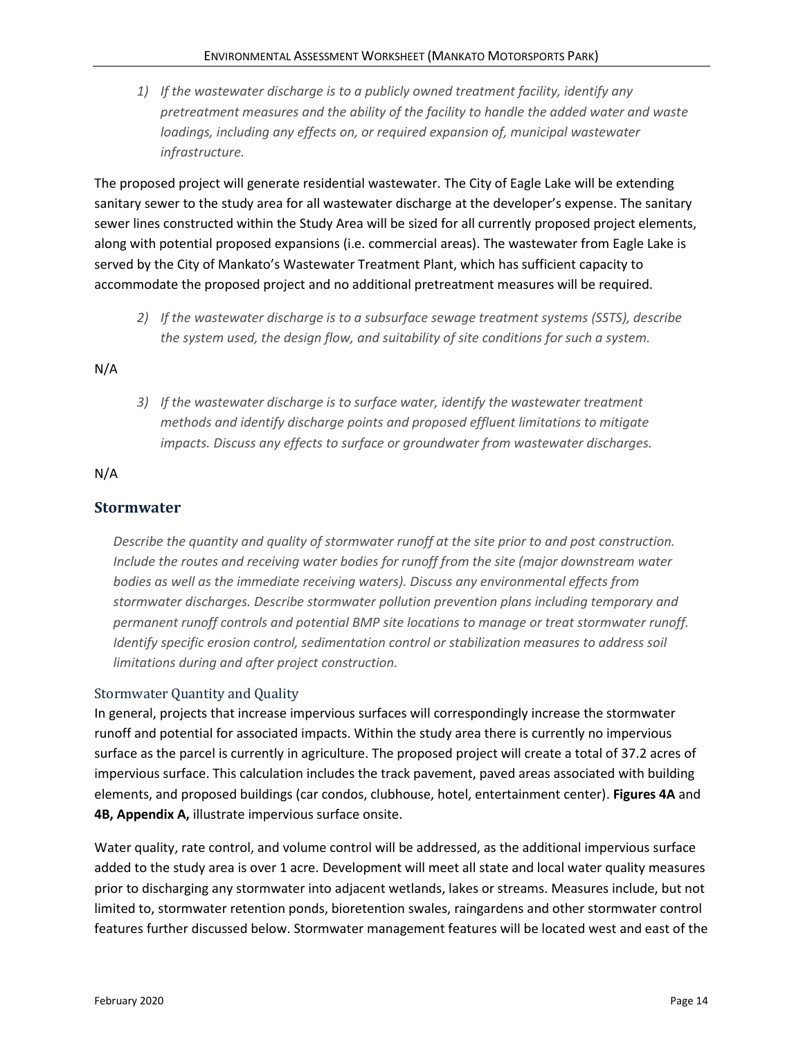*1) If the wastewater discharge is to a publicly owned treatment facility, identify any pretreatment measures and the ability of the facility to handle the added water and waste loadings, including any effects on, or required expansion of, municipal wastewater infrastructure.*

The proposed project will generate residential wastewater. The City of Eagle Lake will be extending sanitary sewer to the study area for all wastewater discharge at the developer's expense. The sanitary sewer lines constructed within the Study Area will be sized for all currently proposed project elements, along with potential proposed expansions (i.e. commercial areas). The wastewater from Eagle Lake is served by the City of Mankato's Wastewater Treatment Plant, which has sufficient capacity to accommodate the proposed project and no additional pretreatment measures will be required.

*2) If the wastewater discharge is to a subsurface sewage treatment systems (SSTS), describe the system used, the design flow, and suitability of site conditions for such a system.*

N/A

*3) If the wastewater discharge is to surface water, identify the wastewater treatment methods and identify discharge points and proposed effluent limitations to mitigate impacts. Discuss any effects to surface or groundwater from wastewater discharges.*

N/A

## Stormwater

*Describe the quantity and quality of stormwater runoff at the site prior to and post construction. Include the routes and receiving water bodies for runoff from the site (major downstream water bodies as well as the immediate receiving waters). Discuss any environmental effects from stormwater discharges. Describe stormwater pollution prevention plans including temporary and permanent runoff controls and potential BMP site locations to manage or treat stormwater runoff. Identify specific erosion control, sedimentation control or stabilization measures to address soil limitations during and after project construction.*

### Stormwater Quantity and Quality

In general, projects that increase impervious surfaces will correspondingly increase the stormwater runoff and potential for associated impacts. Within the study area there is currently no impervious surface as the parcel is currently in agriculture. The proposed project will create a total of 37.2 acres of impervious surface. This calculation includes the track pavement, paved areas associated with building elements, and proposed buildings (car condos, clubhouse, hotel, entertainment center). **Figures 4A** and **4B, Appendix A,** illustrate impervious surface onsite.

Water quality, rate control, and volume control will be addressed, as the additional impervious surface added to the study area is over 1 acre. Development will meet all state and local water quality measures prior to discharging any stormwater into adjacent wetlands, lakes or streams. Measures include, but not limited to, stormwater retention ponds, bioretention swales, raingardens and other stormwater control features further discussed below. Stormwater management features will be located west and east of the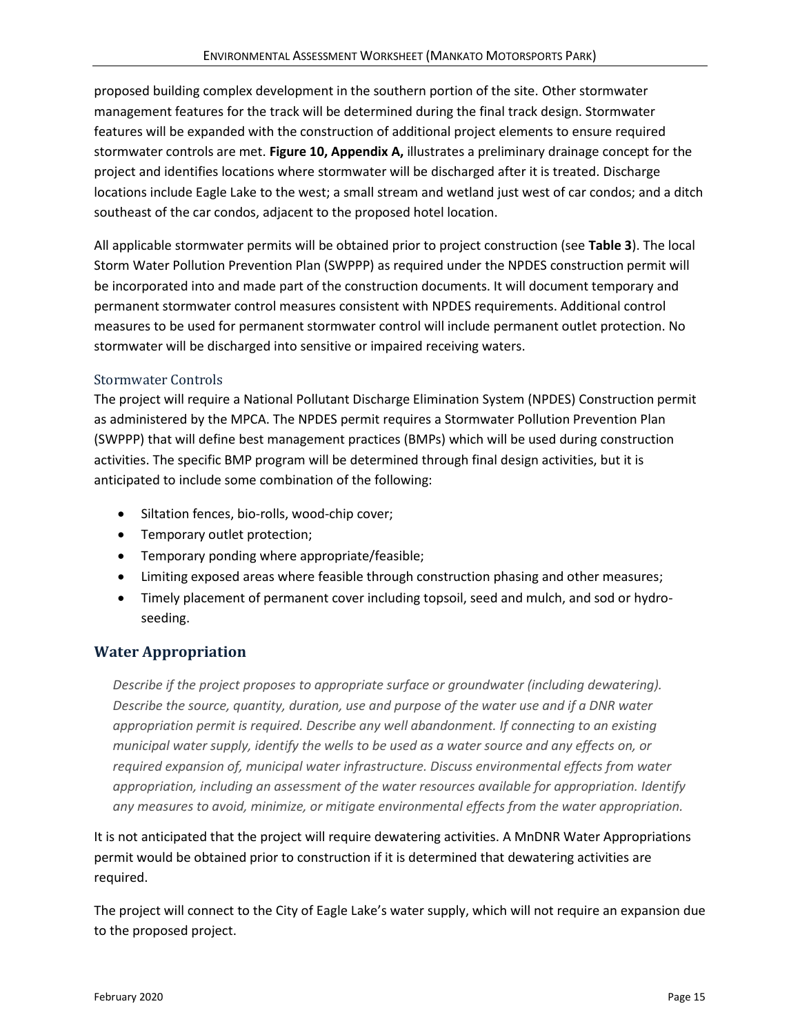proposed building complex development in the southern portion of the site. Other stormwater management features for the track will be determined during the final track design. Stormwater features will be expanded with the construction of additional project elements to ensure required stormwater controls are met. **Figure 10, Appendix A,** illustrates a preliminary drainage concept for the project and identifies locations where stormwater will be discharged after it is treated. Discharge locations include Eagle Lake to the west; a small stream and wetland just west of car condos; and a ditch southeast of the car condos, adjacent to the proposed hotel location.

All applicable stormwater permits will be obtained prior to project construction (see **Table 3**). The local Storm Water Pollution Prevention Plan (SWPPP) as required under the NPDES construction permit will be incorporated into and made part of the construction documents. It will document temporary and permanent stormwater control measures consistent with NPDES requirements. Additional control measures to be used for permanent stormwater control will include permanent outlet protection. No stormwater will be discharged into sensitive or impaired receiving waters.

### Stormwater Controls

The project will require a National Pollutant Discharge Elimination System (NPDES) Construction permit as administered by the MPCA. The NPDES permit requires a Stormwater Pollution Prevention Plan (SWPPP) that will define best management practices (BMPs) which will be used during construction activities. The specific BMP program will be determined through final design activities, but it is anticipated to include some combination of the following:

- Siltation fences, bio-rolls, wood-chip cover;
- Temporary outlet protection;
- Temporary ponding where appropriate/feasible;
- Limiting exposed areas where feasible through construction phasing and other measures;
- Timely placement of permanent cover including topsoil, seed and mulch, and sod or hydro-seeding.

## Water Appropriation

*Describe if the project proposes to appropriate surface or groundwater (including dewatering). Describe the source, quantity, duration, use and purpose of the water use and if a DNR water appropriation permit is required. Describe any well abandonment. If connecting to an existing municipal water supply, identify the wells to be used as a water source and any effects on, or required expansion of, municipal water infrastructure. Discuss environmental effects from water appropriation, including an assessment of the water resources available for appropriation. Identify any measures to avoid, minimize, or mitigate environmental effects from the water appropriation.*

It is not anticipated that the project will require dewatering activities. A MnDNR Water Appropriations permit would be obtained prior to construction if it is determined that dewatering activities are required.

The project will connect to the City of Eagle Lake's water supply, which will not require an expansion due to the proposed project.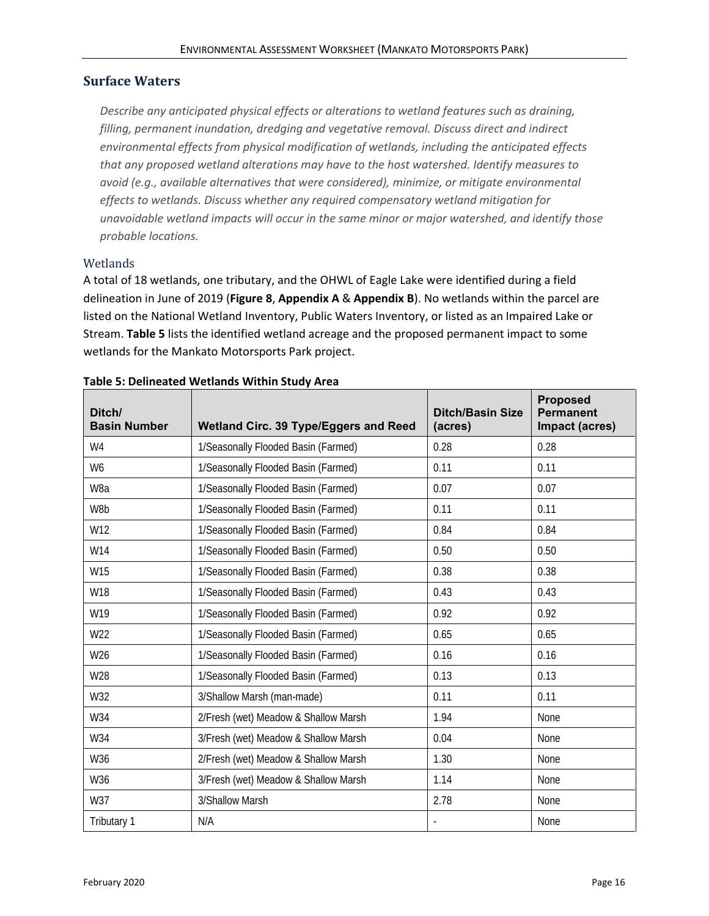## Surface Waters

*Describe any anticipated physical effects or alterations to wetland features such as draining, filling, permanent inundation, dredging and vegetative removal. Discuss direct and indirect environmental effects from physical modification of wetlands, including the anticipated effects that any proposed wetland alterations may have to the host watershed. Identify measures to avoid (e.g., available alternatives that were considered), minimize, or mitigate environmental effects to wetlands. Discuss whether any required compensatory wetland mitigation for unavoidable wetland impacts will occur in the same minor or major watershed, and identify those probable locations.*

### Wetlands

A total of 18 wetlands, one tributary, and the OHWL of Eagle Lake were identified during a field delineation in June of 2019 (**Figure 8**, **Appendix A** & **Appendix B**). No wetlands within the parcel are listed on the National Wetland Inventory, Public Waters Inventory, or listed as an Impaired Lake or Stream. **Table 5** lists the identified wetland acreage and the proposed permanent impact to some wetlands for the Mankato Motorsports Park project.

**Table 5: Delineated Wetlands Within Study Area**

| Ditch/ Basin Number | Wetland Circ. 39 Type/Eggers and Reed | Ditch/Basin Size (acres) | Proposed Permanent Impact (acres) |
|---|---|---|---|
| W4 | 1/Seasonally Flooded Basin (Farmed) | 0.28 | 0.28 |
| W6 | 1/Seasonally Flooded Basin (Farmed) | 0.11 | 0.11 |
| W8a | 1/Seasonally Flooded Basin (Farmed) | 0.07 | 0.07 |
| W8b | 1/Seasonally Flooded Basin (Farmed) | 0.11 | 0.11 |
| W12 | 1/Seasonally Flooded Basin (Farmed) | 0.84 | 0.84 |
| W14 | 1/Seasonally Flooded Basin (Farmed) | 0.50 | 0.50 |
| W15 | 1/Seasonally Flooded Basin (Farmed) | 0.38 | 0.38 |
| W18 | 1/Seasonally Flooded Basin (Farmed) | 0.43 | 0.43 |
| W19 | 1/Seasonally Flooded Basin (Farmed) | 0.92 | 0.92 |
| W22 | 1/Seasonally Flooded Basin (Farmed) | 0.65 | 0.65 |
| W26 | 1/Seasonally Flooded Basin (Farmed) | 0.16 | 0.16 |
| W28 | 1/Seasonally Flooded Basin (Farmed) | 0.13 | 0.13 |
| W32 | 3/Shallow Marsh (man-made) | 0.11 | 0.11 |
| W34 | 2/Fresh (wet) Meadow & Shallow Marsh | 1.94 | None |
| W34 | 3/Fresh (wet) Meadow & Shallow Marsh | 0.04 | None |
| W36 | 2/Fresh (wet) Meadow & Shallow Marsh | 1.30 | None |
| W36 | 3/Fresh (wet) Meadow & Shallow Marsh | 1.14 | None |
| W37 | 3/Shallow Marsh | 2.78 | None |
| Tributary 1 | N/A | - | None |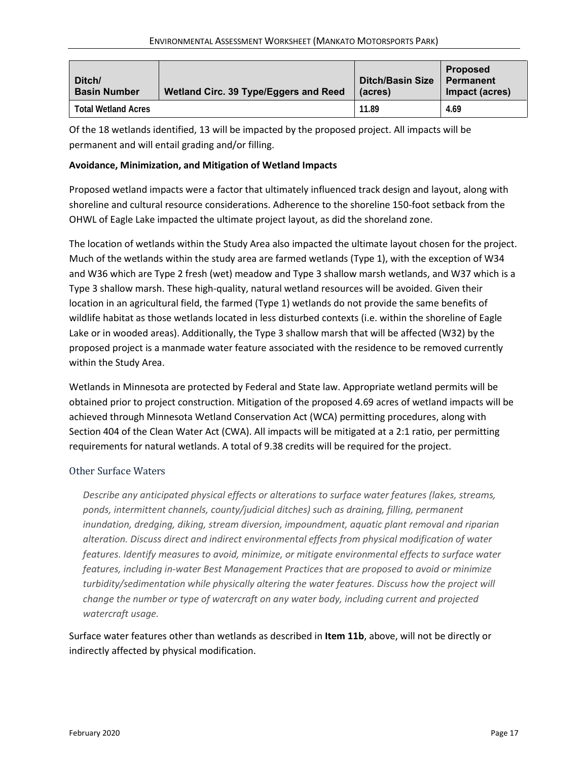| Ditch/ Basin Number | Wetland Circ. 39 Type/Eggers and Reed | Ditch/Basin Size (acres) | Proposed Permanent Impact (acres) |
|---|---|---|---|
| Total Wetland Acres | | 11.89 | 4.69 |

Of the 18 wetlands identified, 13 will be impacted by the proposed project. All impacts will be permanent and will entail grading and/or filling.

**Avoidance, Minimization, and Mitigation of Wetland Impacts**

Proposed wetland impacts were a factor that ultimately influenced track design and layout, along with shoreline and cultural resource considerations. Adherence to the shoreline 150-foot setback from the OHWL of Eagle Lake impacted the ultimate project layout, as did the shoreland zone.

The location of wetlands within the Study Area also impacted the ultimate layout chosen for the project. Much of the wetlands within the study area are farmed wetlands (Type 1), with the exception of W34 and W36 which are Type 2 fresh (wet) meadow and Type 3 shallow marsh wetlands, and W37 which is a Type 3 shallow marsh. These high-quality, natural wetland resources will be avoided. Given their location in an agricultural field, the farmed (Type 1) wetlands do not provide the same benefits of wildlife habitat as those wetlands located in less disturbed contexts (i.e. within the shoreline of Eagle Lake or in wooded areas). Additionally, the Type 3 shallow marsh that will be affected (W32) by the proposed project is a manmade water feature associated with the residence to be removed currently within the Study Area.

Wetlands in Minnesota are protected by Federal and State law. Appropriate wetland permits will be obtained prior to project construction. Mitigation of the proposed 4.69 acres of wetland impacts will be achieved through Minnesota Wetland Conservation Act (WCA) permitting procedures, along with Section 404 of the Clean Water Act (CWA). All impacts will be mitigated at a 2:1 ratio, per permitting requirements for natural wetlands. A total of 9.38 credits will be required for the project.

### Other Surface Waters

*Describe any anticipated physical effects or alterations to surface water features (lakes, streams, ponds, intermittent channels, county/judicial ditches) such as draining, filling, permanent inundation, dredging, diking, stream diversion, impoundment, aquatic plant removal and riparian alteration. Discuss direct and indirect environmental effects from physical modification of water features. Identify measures to avoid, minimize, or mitigate environmental effects to surface water features, including in-water Best Management Practices that are proposed to avoid or minimize turbidity/sedimentation while physically altering the water features. Discuss how the project will change the number or type of watercraft on any water body, including current and projected watercraft usage.*

Surface water features other than wetlands as described in **Item 11b**, above, will not be directly or indirectly affected by physical modification.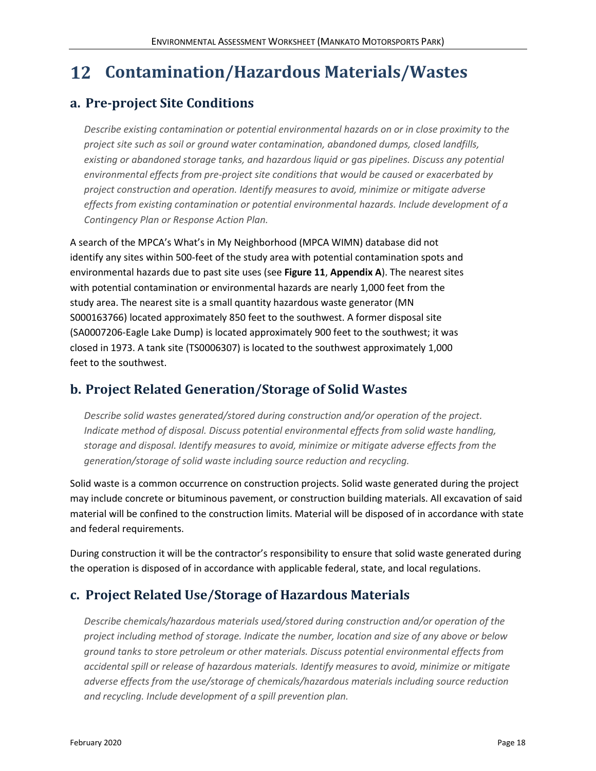# 12 Contamination/Hazardous Materials/Wastes

## a. Pre-project Site Conditions

*Describe existing contamination or potential environmental hazards on or in close proximity to the project site such as soil or ground water contamination, abandoned dumps, closed landfills, existing or abandoned storage tanks, and hazardous liquid or gas pipelines. Discuss any potential environmental effects from pre-project site conditions that would be caused or exacerbated by project construction and operation. Identify measures to avoid, minimize or mitigate adverse effects from existing contamination or potential environmental hazards. Include development of a Contingency Plan or Response Action Plan.*

A search of the MPCA's What's in My Neighborhood (MPCA WIMN) database did not identify any sites within 500-feet of the study area with potential contamination spots and environmental hazards due to past site uses (see **Figure 11**, **Appendix A**). The nearest sites with potential contamination or environmental hazards are nearly 1,000 feet from the study area. The nearest site is a small quantity hazardous waste generator (MN S000163766) located approximately 850 feet to the southwest. A former disposal site (SA0007206-Eagle Lake Dump) is located approximately 900 feet to the southwest; it was closed in 1973. A tank site (TS0006307) is located to the southwest approximately 1,000 feet to the southwest.

## b. Project Related Generation/Storage of Solid Wastes

*Describe solid wastes generated/stored during construction and/or operation of the project. Indicate method of disposal. Discuss potential environmental effects from solid waste handling, storage and disposal. Identify measures to avoid, minimize or mitigate adverse effects from the generation/storage of solid waste including source reduction and recycling.*

Solid waste is a common occurrence on construction projects. Solid waste generated during the project may include concrete or bituminous pavement, or construction building materials. All excavation of said material will be confined to the construction limits. Material will be disposed of in accordance with state and federal requirements.

During construction it will be the contractor's responsibility to ensure that solid waste generated during the operation is disposed of in accordance with applicable federal, state, and local regulations.

## c. Project Related Use/Storage of Hazardous Materials

*Describe chemicals/hazardous materials used/stored during construction and/or operation of the project including method of storage. Indicate the number, location and size of any above or below ground tanks to store petroleum or other materials. Discuss potential environmental effects from accidental spill or release of hazardous materials. Identify measures to avoid, minimize or mitigate adverse effects from the use/storage of chemicals/hazardous materials including source reduction and recycling. Include development of a spill prevention plan.*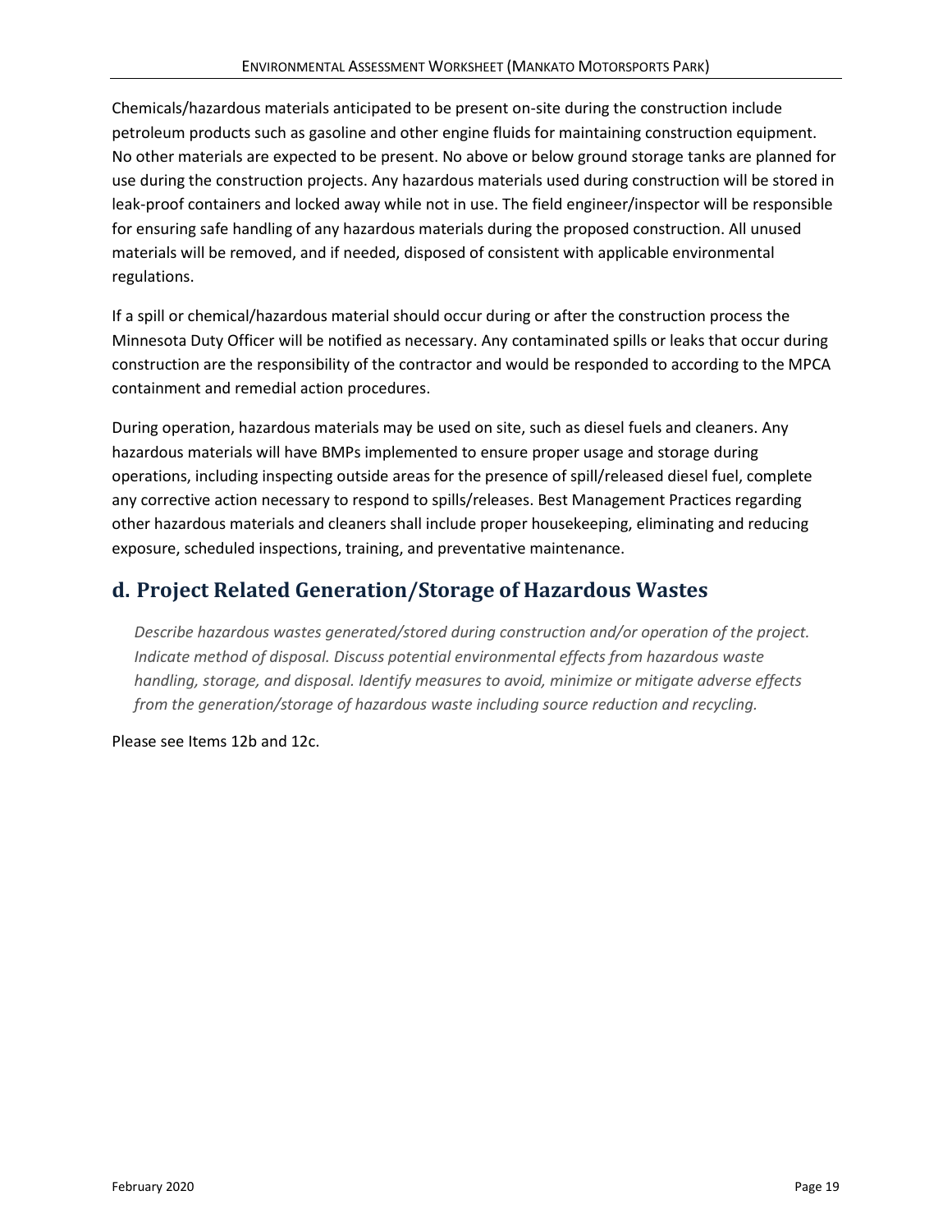Chemicals/hazardous materials anticipated to be present on-site during the construction include petroleum products such as gasoline and other engine fluids for maintaining construction equipment. No other materials are expected to be present. No above or below ground storage tanks are planned for use during the construction projects. Any hazardous materials used during construction will be stored in leak-proof containers and locked away while not in use. The field engineer/inspector will be responsible for ensuring safe handling of any hazardous materials during the proposed construction. All unused materials will be removed, and if needed, disposed of consistent with applicable environmental regulations.

If a spill or chemical/hazardous material should occur during or after the construction process the Minnesota Duty Officer will be notified as necessary. Any contaminated spills or leaks that occur during construction are the responsibility of the contractor and would be responded to according to the MPCA containment and remedial action procedures.

During operation, hazardous materials may be used on site, such as diesel fuels and cleaners. Any hazardous materials will have BMPs implemented to ensure proper usage and storage during operations, including inspecting outside areas for the presence of spill/released diesel fuel, complete any corrective action necessary to respond to spills/releases. Best Management Practices regarding other hazardous materials and cleaners shall include proper housekeeping, eliminating and reducing exposure, scheduled inspections, training, and preventative maintenance.

## d. Project Related Generation/Storage of Hazardous Wastes

*Describe hazardous wastes generated/stored during construction and/or operation of the project. Indicate method of disposal. Discuss potential environmental effects from hazardous waste handling, storage, and disposal. Identify measures to avoid, minimize or mitigate adverse effects from the generation/storage of hazardous waste including source reduction and recycling.*

Please see Items 12b and 12c.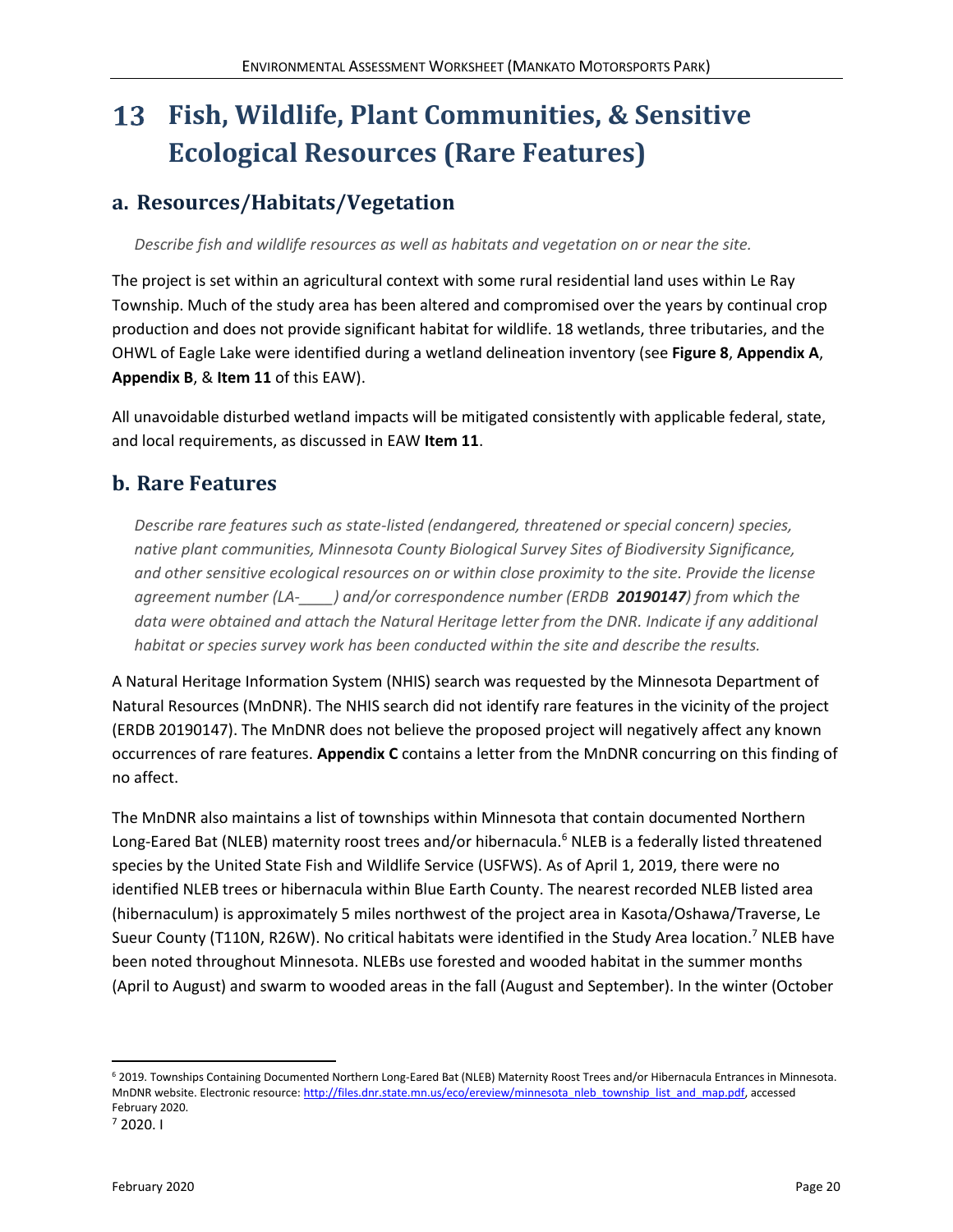# 13 Fish, Wildlife, Plant Communities, & Sensitive Ecological Resources (Rare Features)

## a. Resources/Habitats/Vegetation

*Describe fish and wildlife resources as well as habitats and vegetation on or near the site.*

The project is set within an agricultural context with some rural residential land uses within Le Ray Township. Much of the study area has been altered and compromised over the years by continual crop production and does not provide significant habitat for wildlife. 18 wetlands, three tributaries, and the OHWL of Eagle Lake were identified during a wetland delineation inventory (see **Figure 8**, **Appendix A**, **Appendix B**, & **Item 11** of this EAW).

All unavoidable disturbed wetland impacts will be mitigated consistently with applicable federal, state, and local requirements, as discussed in EAW **Item 11**.

## b. Rare Features

*Describe rare features such as state-listed (endangered, threatened or special concern) species, native plant communities, Minnesota County Biological Survey Sites of Biodiversity Significance, and other sensitive ecological resources on or within close proximity to the site. Provide the license agreement number (LA-____) and/or correspondence number (ERDB **20190147**) from which the data were obtained and attach the Natural Heritage letter from the DNR. Indicate if any additional habitat or species survey work has been conducted within the site and describe the results.*

A Natural Heritage Information System (NHIS) search was requested by the Minnesota Department of Natural Resources (MnDNR). The NHIS search did not identify rare features in the vicinity of the project (ERDB 20190147). The MnDNR does not believe the proposed project will negatively affect any known occurrences of rare features. **Appendix C** contains a letter from the MnDNR concurring on this finding of no affect.

The MnDNR also maintains a list of townships within Minnesota that contain documented Northern Long-Eared Bat (NLEB) maternity roost trees and/or hibernacula.[6] NLEB is a federally listed threatened species by the United State Fish and Wildlife Service (USFWS). As of April 1, 2019, there were no identified NLEB trees or hibernacula within Blue Earth County. The nearest recorded NLEB listed area (hibernaculum) is approximately 5 miles northwest of the project area in Kasota/Oshawa/Traverse, Le Sueur County (T110N, R26W). No critical habitats were identified in the Study Area location.[7] NLEB have been noted throughout Minnesota. NLEBs use forested and wooded habitat in the summer months (April to August) and swarm to wooded areas in the fall (August and September). In the winter (October

---

[6] 2019. Townships Containing Documented Northern Long-Eared Bat (NLEB) Maternity Roost Trees and/or Hibernacula Entrances in Minnesota. MnDNR website. Electronic resource: http://files.dnr.state.mn.us/eco/ereview/minnesota_nleb_township_list_and_map.pdf, accessed February 2020.

[7] 2020. I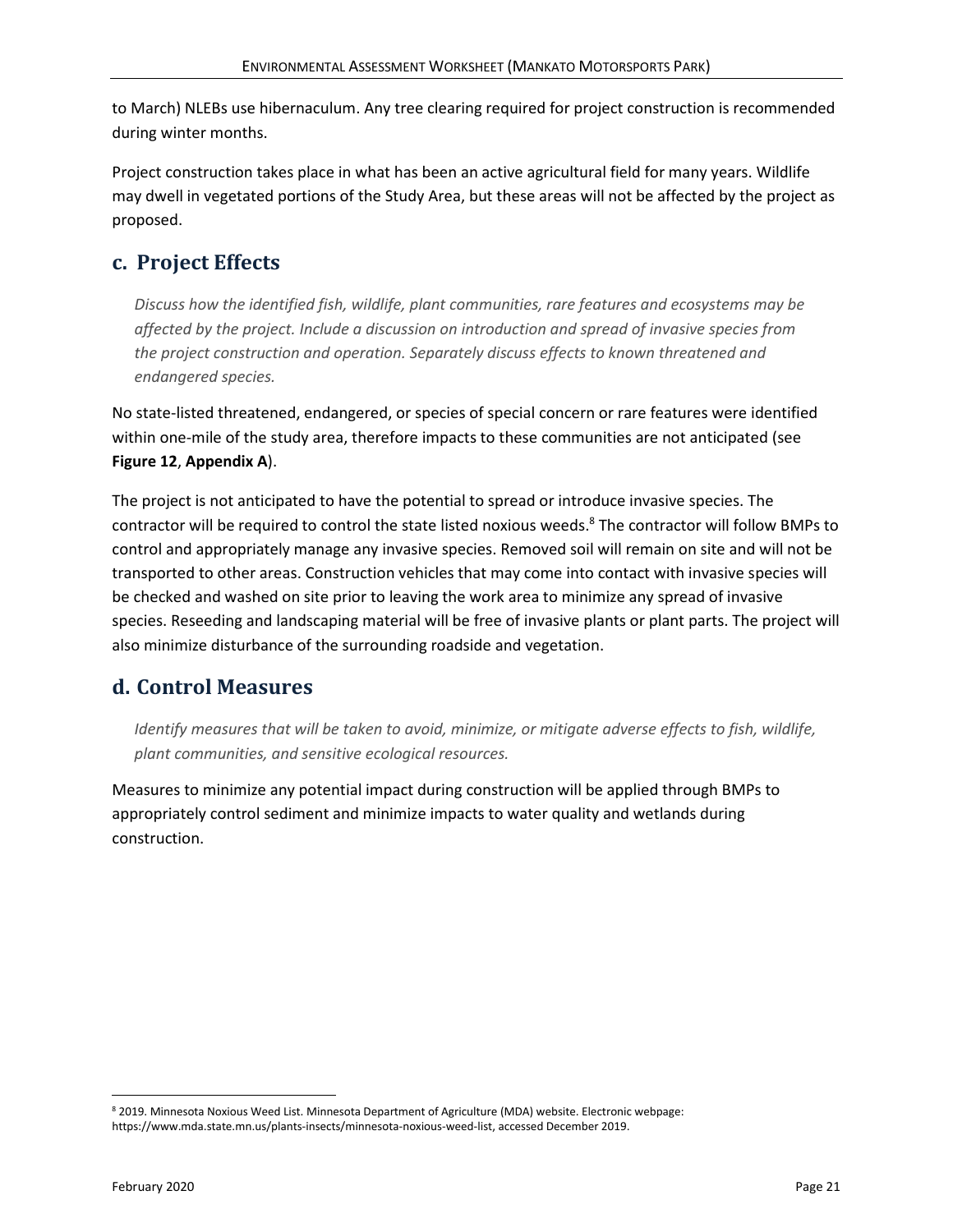to March) NLEBs use hibernaculum. Any tree clearing required for project construction is recommended during winter months.

Project construction takes place in what has been an active agricultural field for many years. Wildlife may dwell in vegetated portions of the Study Area, but these areas will not be affected by the project as proposed.

## c. Project Effects

*Discuss how the identified fish, wildlife, plant communities, rare features and ecosystems may be affected by the project. Include a discussion on introduction and spread of invasive species from the project construction and operation. Separately discuss effects to known threatened and endangered species.*

No state-listed threatened, endangered, or species of special concern or rare features were identified within one-mile of the study area, therefore impacts to these communities are not anticipated (see **Figure 12**, **Appendix A**).

The project is not anticipated to have the potential to spread or introduce invasive species. The contractor will be required to control the state listed noxious weeds.[8] The contractor will follow BMPs to control and appropriately manage any invasive species. Removed soil will remain on site and will not be transported to other areas. Construction vehicles that may come into contact with invasive species will be checked and washed on site prior to leaving the work area to minimize any spread of invasive species. Reseeding and landscaping material will be free of invasive plants or plant parts. The project will also minimize disturbance of the surrounding roadside and vegetation.

## d. Control Measures

*Identify measures that will be taken to avoid, minimize, or mitigate adverse effects to fish, wildlife, plant communities, and sensitive ecological resources.*

Measures to minimize any potential impact during construction will be applied through BMPs to appropriately control sediment and minimize impacts to water quality and wetlands during construction.

---

[8] 2019. Minnesota Noxious Weed List. Minnesota Department of Agriculture (MDA) website. Electronic webpage: https://www.mda.state.mn.us/plants-insects/minnesota-noxious-weed-list, accessed December 2019.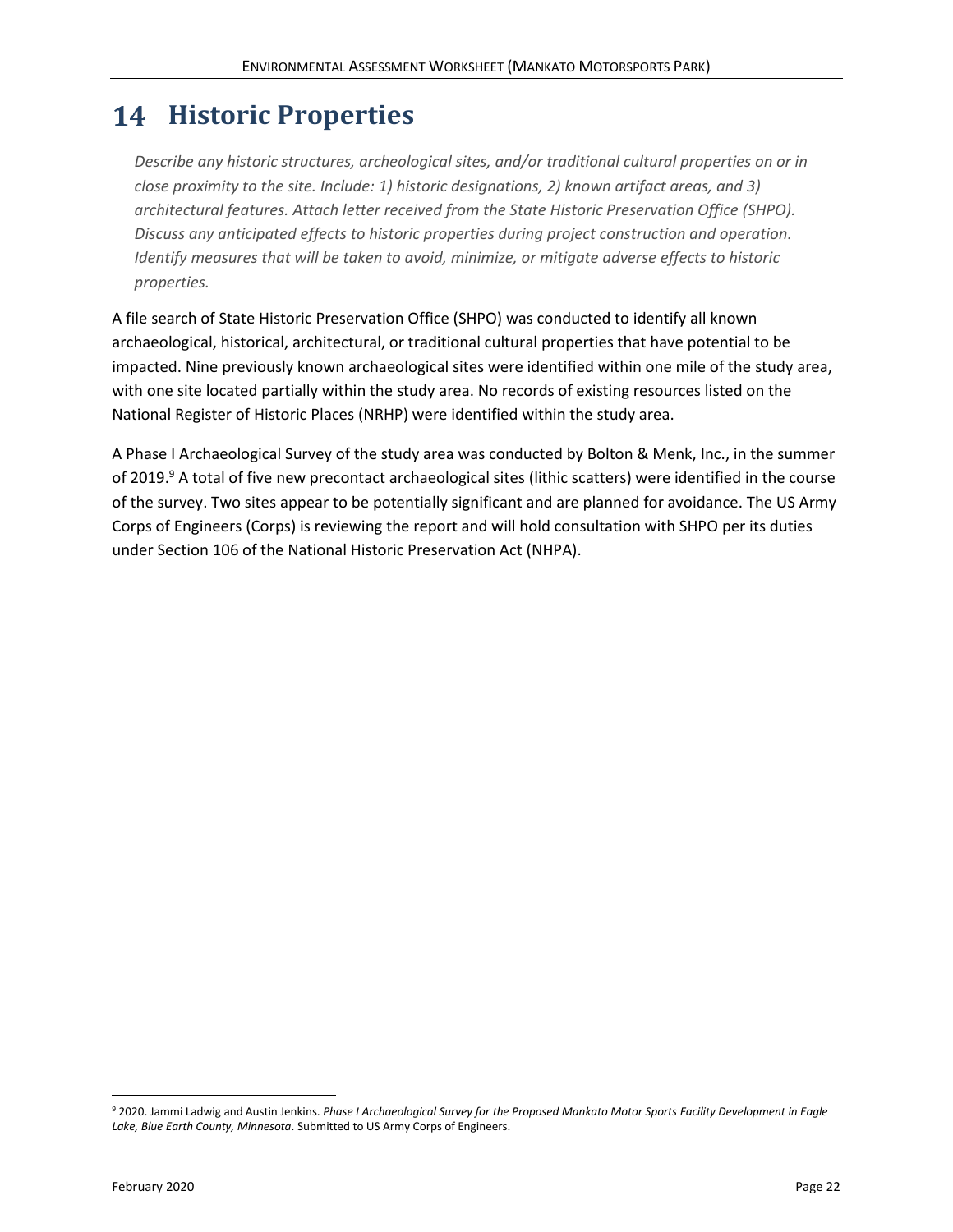# 14 Historic Properties

*Describe any historic structures, archeological sites, and/or traditional cultural properties on or in close proximity to the site. Include: 1) historic designations, 2) known artifact areas, and 3) architectural features. Attach letter received from the State Historic Preservation Office (SHPO). Discuss any anticipated effects to historic properties during project construction and operation. Identify measures that will be taken to avoid, minimize, or mitigate adverse effects to historic properties.*

A file search of State Historic Preservation Office (SHPO) was conducted to identify all known archaeological, historical, architectural, or traditional cultural properties that have potential to be impacted. Nine previously known archaeological sites were identified within one mile of the study area, with one site located partially within the study area. No records of existing resources listed on the National Register of Historic Places (NRHP) were identified within the study area.

A Phase I Archaeological Survey of the study area was conducted by Bolton & Menk, Inc., in the summer of 2019.[9] A total of five new precontact archaeological sites (lithic scatters) were identified in the course of the survey. Two sites appear to be potentially significant and are planned for avoidance. The US Army Corps of Engineers (Corps) is reviewing the report and will hold consultation with SHPO per its duties under Section 106 of the National Historic Preservation Act (NHPA).

[9] 2020. Jammi Ladwig and Austin Jenkins. *Phase I Archaeological Survey for the Proposed Mankato Motor Sports Facility Development in Eagle Lake, Blue Earth County, Minnesota*. Submitted to US Army Corps of Engineers.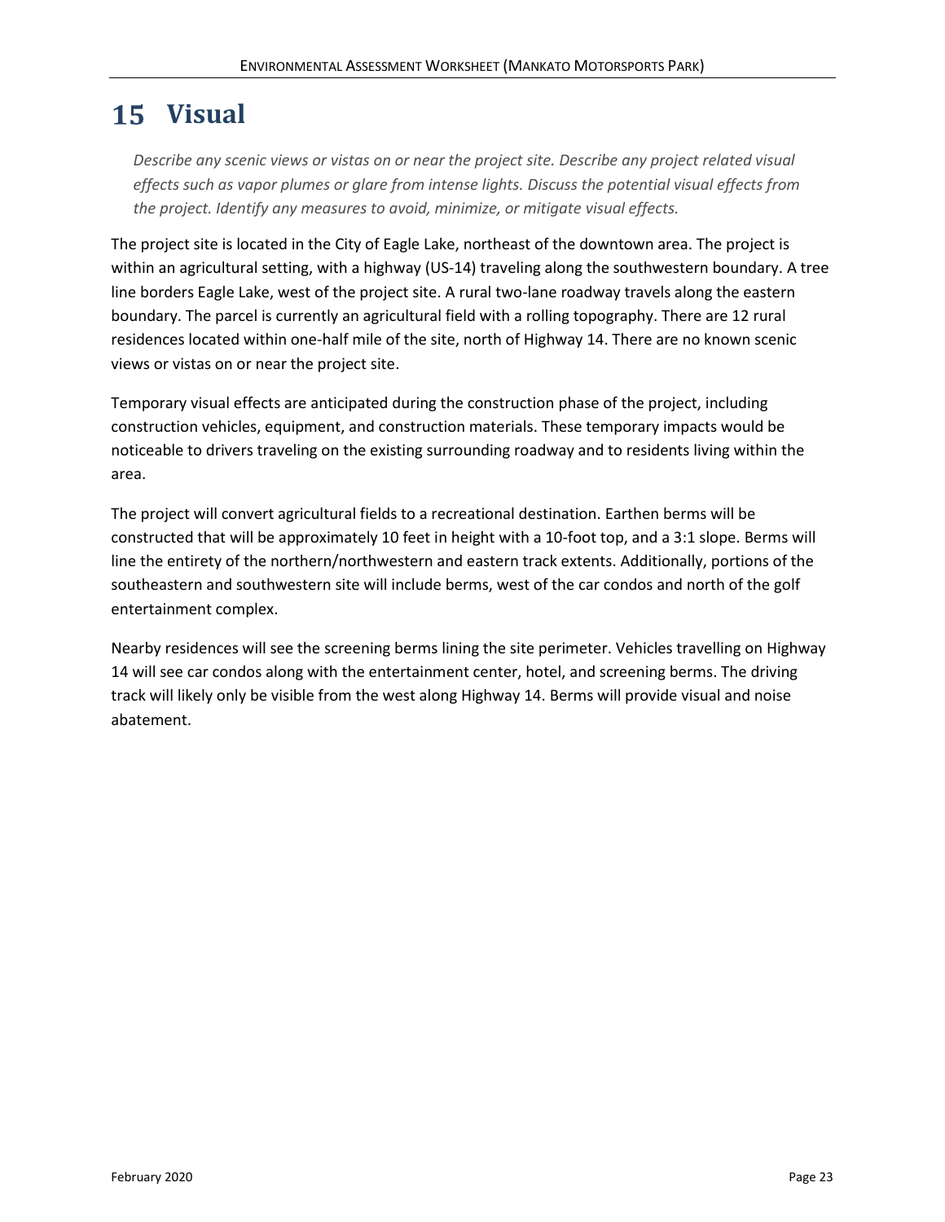# 15 Visual

*Describe any scenic views or vistas on or near the project site. Describe any project related visual effects such as vapor plumes or glare from intense lights. Discuss the potential visual effects from the project. Identify any measures to avoid, minimize, or mitigate visual effects.*

The project site is located in the City of Eagle Lake, northeast of the downtown area. The project is within an agricultural setting, with a highway (US-14) traveling along the southwestern boundary. A tree line borders Eagle Lake, west of the project site. A rural two-lane roadway travels along the eastern boundary. The parcel is currently an agricultural field with a rolling topography. There are 12 rural residences located within one-half mile of the site, north of Highway 14. There are no known scenic views or vistas on or near the project site.

Temporary visual effects are anticipated during the construction phase of the project, including construction vehicles, equipment, and construction materials. These temporary impacts would be noticeable to drivers traveling on the existing surrounding roadway and to residents living within the area.

The project will convert agricultural fields to a recreational destination. Earthen berms will be constructed that will be approximately 10 feet in height with a 10-foot top, and a 3:1 slope. Berms will line the entirety of the northern/northwestern and eastern track extents. Additionally, portions of the southeastern and southwestern site will include berms, west of the car condos and north of the golf entertainment complex.

Nearby residences will see the screening berms lining the site perimeter. Vehicles travelling on Highway 14 will see car condos along with the entertainment center, hotel, and screening berms. The driving track will likely only be visible from the west along Highway 14. Berms will provide visual and noise abatement.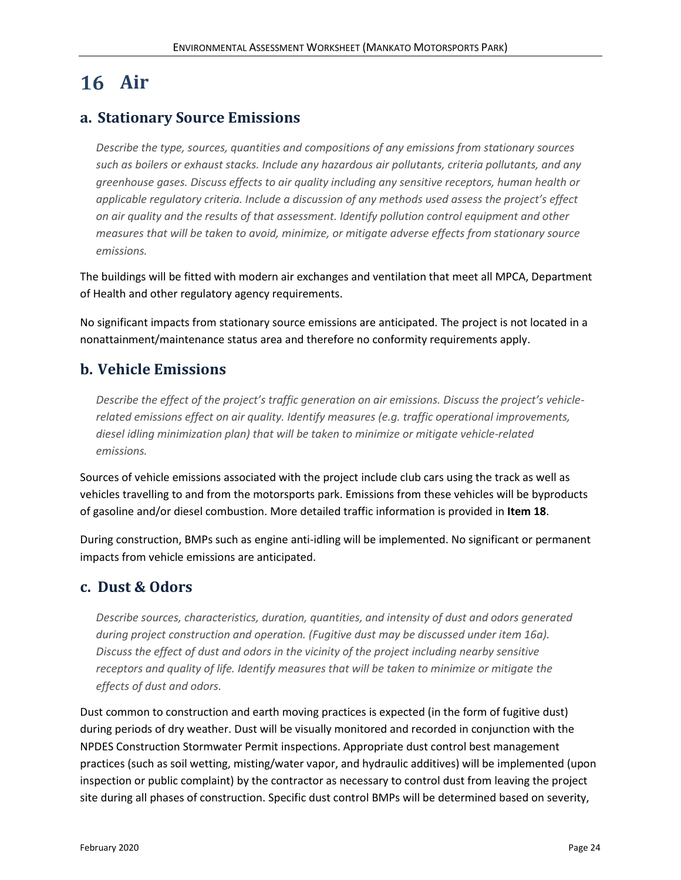# 16 Air

## a. Stationary Source Emissions

*Describe the type, sources, quantities and compositions of any emissions from stationary sources such as boilers or exhaust stacks. Include any hazardous air pollutants, criteria pollutants, and any greenhouse gases. Discuss effects to air quality including any sensitive receptors, human health or applicable regulatory criteria. Include a discussion of any methods used assess the project's effect on air quality and the results of that assessment. Identify pollution control equipment and other measures that will be taken to avoid, minimize, or mitigate adverse effects from stationary source emissions.*

The buildings will be fitted with modern air exchanges and ventilation that meet all MPCA, Department of Health and other regulatory agency requirements.

No significant impacts from stationary source emissions are anticipated. The project is not located in a nonattainment/maintenance status area and therefore no conformity requirements apply.

## b. Vehicle Emissions

*Describe the effect of the project's traffic generation on air emissions. Discuss the project's vehicle-related emissions effect on air quality. Identify measures (e.g. traffic operational improvements, diesel idling minimization plan) that will be taken to minimize or mitigate vehicle-related emissions.*

Sources of vehicle emissions associated with the project include club cars using the track as well as vehicles travelling to and from the motorsports park. Emissions from these vehicles will be byproducts of gasoline and/or diesel combustion. More detailed traffic information is provided in **Item 18**.

During construction, BMPs such as engine anti-idling will be implemented. No significant or permanent impacts from vehicle emissions are anticipated.

## c. Dust & Odors

*Describe sources, characteristics, duration, quantities, and intensity of dust and odors generated during project construction and operation. (Fugitive dust may be discussed under item 16a). Discuss the effect of dust and odors in the vicinity of the project including nearby sensitive receptors and quality of life. Identify measures that will be taken to minimize or mitigate the effects of dust and odors.*

Dust common to construction and earth moving practices is expected (in the form of fugitive dust) during periods of dry weather. Dust will be visually monitored and recorded in conjunction with the NPDES Construction Stormwater Permit inspections. Appropriate dust control best management practices (such as soil wetting, misting/water vapor, and hydraulic additives) will be implemented (upon inspection or public complaint) by the contractor as necessary to control dust from leaving the project site during all phases of construction. Specific dust control BMPs will be determined based on severity,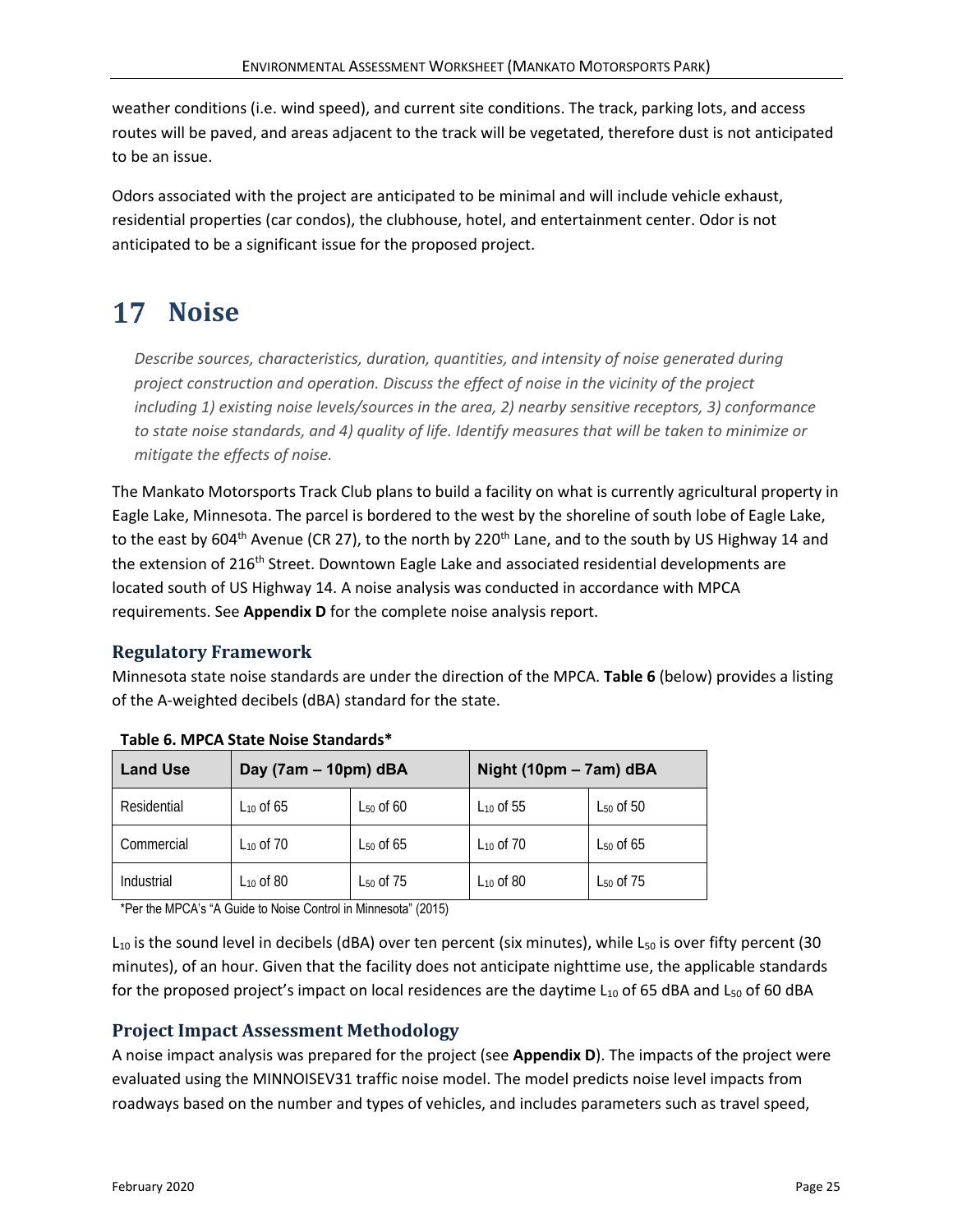weather conditions (i.e. wind speed), and current site conditions. The track, parking lots, and access routes will be paved, and areas adjacent to the track will be vegetated, therefore dust is not anticipated to be an issue.

Odors associated with the project are anticipated to be minimal and will include vehicle exhaust, residential properties (car condos), the clubhouse, hotel, and entertainment center. Odor is not anticipated to be a significant issue for the proposed project.

# 17 Noise

*Describe sources, characteristics, duration, quantities, and intensity of noise generated during project construction and operation. Discuss the effect of noise in the vicinity of the project including 1) existing noise levels/sources in the area, 2) nearby sensitive receptors, 3) conformance to state noise standards, and 4) quality of life. Identify measures that will be taken to minimize or mitigate the effects of noise.*

The Mankato Motorsports Track Club plans to build a facility on what is currently agricultural property in Eagle Lake, Minnesota. The parcel is bordered to the west by the shoreline of south lobe of Eagle Lake, to the east by 604th Avenue (CR 27), to the north by 220th Lane, and to the south by US Highway 14 and the extension of 216th Street. Downtown Eagle Lake and associated residential developments are located south of US Highway 14. A noise analysis was conducted in accordance with MPCA requirements. See **Appendix D** for the complete noise analysis report.

## Regulatory Framework

Minnesota state noise standards are under the direction of the MPCA. **Table 6** (below) provides a listing of the A-weighted decibels (dBA) standard for the state.

**Table 6. MPCA State Noise Standards***

| Land Use | Day (7am – 10pm) dBA | | Night (10pm – 7am) dBA | |
|---|---|---|---|---|
| Residential | $L_{10}$ of 65 | $L_{50}$ of 60 | $L_{10}$ of 55 | $L_{50}$ of 50 |
| Commercial | $L_{10}$ of 70 | $L_{50}$ of 65 | $L_{10}$ of 70 | $L_{50}$ of 65 |
| Industrial | $L_{10}$ of 80 | $L_{50}$ of 75 | $L_{10}$ of 80 | $L_{50}$ of 75 |

*Per the MPCA's "A Guide to Noise Control in Minnesota" (2015)

$L_{10}$ is the sound level in decibels (dBA) over ten percent (six minutes), while $L_{50}$ is over fifty percent (30 minutes), of an hour. Given that the facility does not anticipate nighttime use, the applicable standards for the proposed project's impact on local residences are the daytime $L_{10}$ of 65 dBA and $L_{50}$ of 60 dBA

## Project Impact Assessment Methodology

A noise impact analysis was prepared for the project (see **Appendix D**). The impacts of the project were evaluated using the MINNOISEV31 traffic noise model. The model predicts noise level impacts from roadways based on the number and types of vehicles, and includes parameters such as travel speed,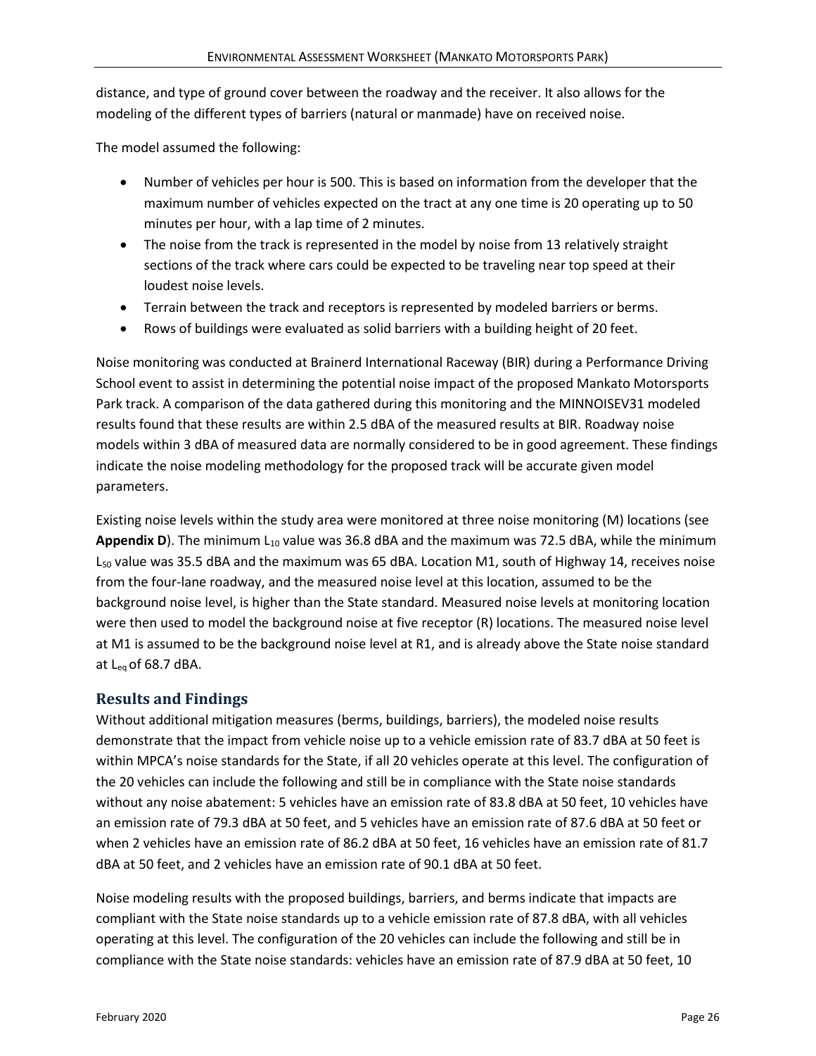distance, and type of ground cover between the roadway and the receiver. It also allows for the modeling of the different types of barriers (natural or manmade) have on received noise.

The model assumed the following:

- Number of vehicles per hour is 500. This is based on information from the developer that the maximum number of vehicles expected on the tract at any one time is 20 operating up to 50 minutes per hour, with a lap time of 2 minutes.
- The noise from the track is represented in the model by noise from 13 relatively straight sections of the track where cars could be expected to be traveling near top speed at their loudest noise levels.
- Terrain between the track and receptors is represented by modeled barriers or berms.
- Rows of buildings were evaluated as solid barriers with a building height of 20 feet.

Noise monitoring was conducted at Brainerd International Raceway (BIR) during a Performance Driving School event to assist in determining the potential noise impact of the proposed Mankato Motorsports Park track. A comparison of the data gathered during this monitoring and the MINNOISEV31 modeled results found that these results are within 2.5 dBA of the measured results at BIR. Roadway noise models within 3 dBA of measured data are normally considered to be in good agreement. These findings indicate the noise modeling methodology for the proposed track will be accurate given model parameters.

Existing noise levels within the study area were monitored at three noise monitoring (M) locations (see **Appendix D**). The minimum $L_{10}$ value was 36.8 dBA and the maximum was 72.5 dBA, while the minimum $L_{50}$ value was 35.5 dBA and the maximum was 65 dBA. Location M1, south of Highway 14, receives noise from the four-lane roadway, and the measured noise level at this location, assumed to be the background noise level, is higher than the State standard. Measured noise levels at monitoring location were then used to model the background noise at five receptor (R) locations. The measured noise level at M1 is assumed to be the background noise level at R1, and is already above the State noise standard at $L_{eq}$ of 68.7 dBA.

## Results and Findings

Without additional mitigation measures (berms, buildings, barriers), the modeled noise results demonstrate that the impact from vehicle noise up to a vehicle emission rate of 83.7 dBA at 50 feet is within MPCA's noise standards for the State, if all 20 vehicles operate at this level. The configuration of the 20 vehicles can include the following and still be in compliance with the State noise standards without any noise abatement: 5 vehicles have an emission rate of 83.8 dBA at 50 feet, 10 vehicles have an emission rate of 79.3 dBA at 50 feet, and 5 vehicles have an emission rate of 87.6 dBA at 50 feet or when 2 vehicles have an emission rate of 86.2 dBA at 50 feet, 16 vehicles have an emission rate of 81.7 dBA at 50 feet, and 2 vehicles have an emission rate of 90.1 dBA at 50 feet.

Noise modeling results with the proposed buildings, barriers, and berms indicate that impacts are compliant with the State noise standards up to a vehicle emission rate of 87.8 dBA, with all vehicles operating at this level. The configuration of the 20 vehicles can include the following and still be in compliance with the State noise standards: vehicles have an emission rate of 87.9 dBA at 50 feet, 10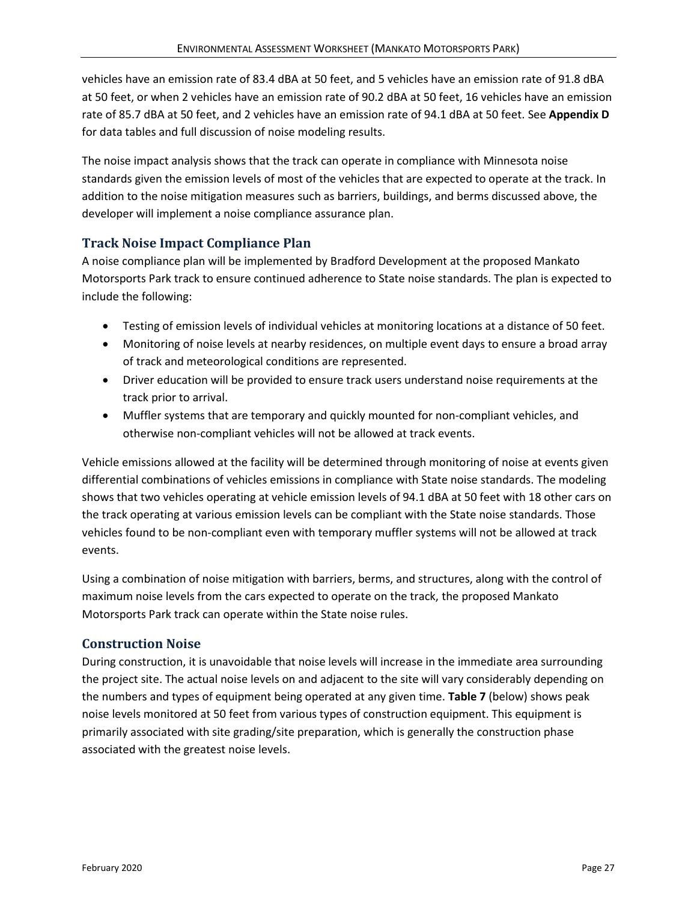vehicles have an emission rate of 83.4 dBA at 50 feet, and 5 vehicles have an emission rate of 91.8 dBA at 50 feet, or when 2 vehicles have an emission rate of 90.2 dBA at 50 feet, 16 vehicles have an emission rate of 85.7 dBA at 50 feet, and 2 vehicles have an emission rate of 94.1 dBA at 50 feet. See **Appendix D** for data tables and full discussion of noise modeling results.

The noise impact analysis shows that the track can operate in compliance with Minnesota noise standards given the emission levels of most of the vehicles that are expected to operate at the track. In addition to the noise mitigation measures such as barriers, buildings, and berms discussed above, the developer will implement a noise compliance assurance plan.

### Track Noise Impact Compliance Plan

A noise compliance plan will be implemented by Bradford Development at the proposed Mankato Motorsports Park track to ensure continued adherence to State noise standards. The plan is expected to include the following:

- Testing of emission levels of individual vehicles at monitoring locations at a distance of 50 feet.
- Monitoring of noise levels at nearby residences, on multiple event days to ensure a broad array of track and meteorological conditions are represented.
- Driver education will be provided to ensure track users understand noise requirements at the track prior to arrival.
- Muffler systems that are temporary and quickly mounted for non-compliant vehicles, and otherwise non-compliant vehicles will not be allowed at track events.

Vehicle emissions allowed at the facility will be determined through monitoring of noise at events given differential combinations of vehicles emissions in compliance with State noise standards. The modeling shows that two vehicles operating at vehicle emission levels of 94.1 dBA at 50 feet with 18 other cars on the track operating at various emission levels can be compliant with the State noise standards. Those vehicles found to be non-compliant even with temporary muffler systems will not be allowed at track events.

Using a combination of noise mitigation with barriers, berms, and structures, along with the control of maximum noise levels from the cars expected to operate on the track, the proposed Mankato Motorsports Park track can operate within the State noise rules.

### Construction Noise

During construction, it is unavoidable that noise levels will increase in the immediate area surrounding the project site. The actual noise levels on and adjacent to the site will vary considerably depending on the numbers and types of equipment being operated at any given time. **Table 7** (below) shows peak noise levels monitored at 50 feet from various types of construction equipment. This equipment is primarily associated with site grading/site preparation, which is generally the construction phase associated with the greatest noise levels.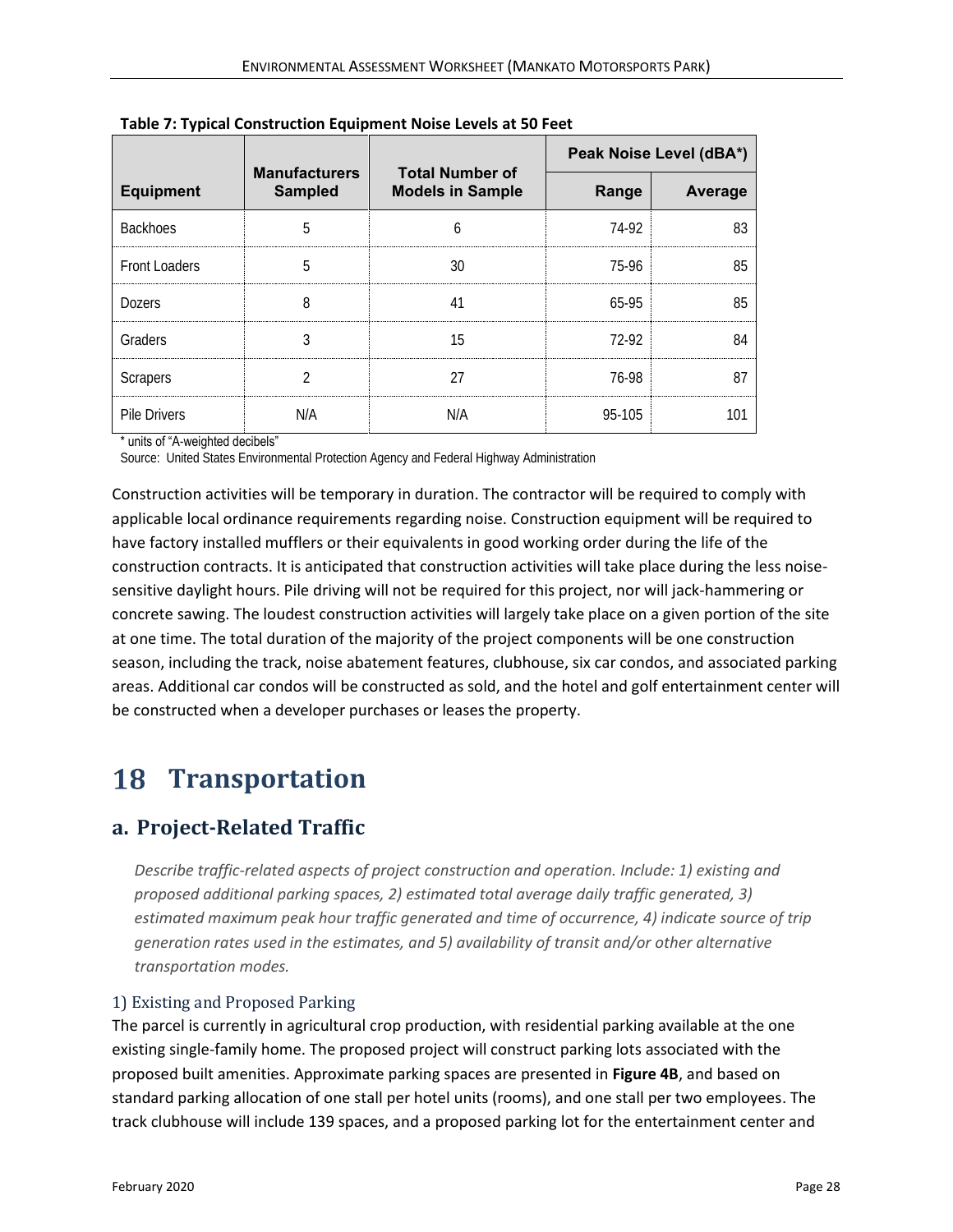**Table 7: Typical Construction Equipment Noise Levels at 50 Feet**

| Equipment | Manufacturers Sampled | Total Number of Models in Sample | Peak Noise Level (dBA*) | |
|---|---|---|---|---|
| | | | Range | Average |
| Backhoes | 5 | 6 | 74-92 | 83 |
| Front Loaders | 5 | 30 | 75-96 | 85 |
| Dozers | 8 | 41 | 65-95 | 85 |
| Graders | 3 | 15 | 72-92 | 84 |
| Scrapers | 2 | 27 | 76-98 | 87 |
| Pile Drivers | N/A | N/A | 95-105 | 101 |

\* units of "A-weighted decibels"

Source: United States Environmental Protection Agency and Federal Highway Administration

Construction activities will be temporary in duration. The contractor will be required to comply with applicable local ordinance requirements regarding noise. Construction equipment will be required to have factory installed mufflers or their equivalents in good working order during the life of the construction contracts. It is anticipated that construction activities will take place during the less noise-sensitive daylight hours. Pile driving will not be required for this project, nor will jack-hammering or concrete sawing. The loudest construction activities will largely take place on a given portion of the site at one time. The total duration of the majority of the project components will be one construction season, including the track, noise abatement features, clubhouse, six car condos, and associated parking areas. Additional car condos will be constructed as sold, and the hotel and golf entertainment center will be constructed when a developer purchases or leases the property.

# 18 Transportation

## a. Project-Related Traffic

*Describe traffic-related aspects of project construction and operation. Include: 1) existing and proposed additional parking spaces, 2) estimated total average daily traffic generated, 3) estimated maximum peak hour traffic generated and time of occurrence, 4) indicate source of trip generation rates used in the estimates, and 5) availability of transit and/or other alternative transportation modes.*

### 1) Existing and Proposed Parking

The parcel is currently in agricultural crop production, with residential parking available at the one existing single-family home. The proposed project will construct parking lots associated with the proposed built amenities. Approximate parking spaces are presented in **Figure 4B**, and based on standard parking allocation of one stall per hotel units (rooms), and one stall per two employees. The track clubhouse will include 139 spaces, and a proposed parking lot for the entertainment center and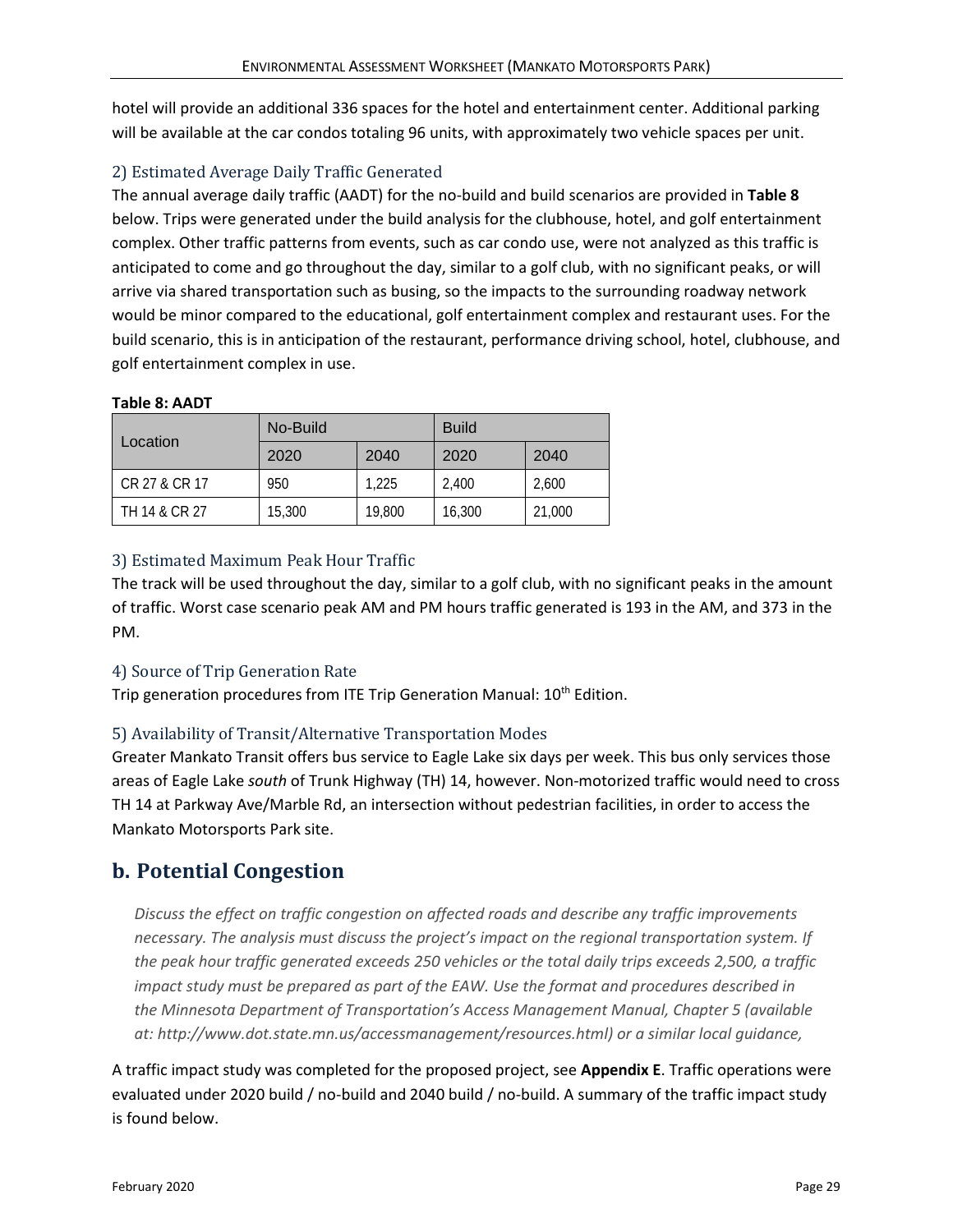hotel will provide an additional 336 spaces for the hotel and entertainment center. Additional parking will be available at the car condos totaling 96 units, with approximately two vehicle spaces per unit.

### 2) Estimated Average Daily Traffic Generated

The annual average daily traffic (AADT) for the no-build and build scenarios are provided in **Table 8** below. Trips were generated under the build analysis for the clubhouse, hotel, and golf entertainment complex. Other traffic patterns from events, such as car condo use, were not analyzed as this traffic is anticipated to come and go throughout the day, similar to a golf club, with no significant peaks, or will arrive via shared transportation such as busing, so the impacts to the surrounding roadway network would be minor compared to the educational, golf entertainment complex and restaurant uses. For the build scenario, this is in anticipation of the restaurant, performance driving school, hotel, clubhouse, and golf entertainment complex in use.

**Table 8: AADT**

| Location | No-Build | | Build | |
|---|---|---|---|---|
| | 2020 | 2040 | 2020 | 2040 |
| CR 27 & CR 17 | 950 | 1,225 | 2,400 | 2,600 |
| TH 14 & CR 27 | 15,300 | 19,800 | 16,300 | 21,000 |

### 3) Estimated Maximum Peak Hour Traffic

The track will be used throughout the day, similar to a golf club, with no significant peaks in the amount of traffic. Worst case scenario peak AM and PM hours traffic generated is 193 in the AM, and 373 in the PM.

### 4) Source of Trip Generation Rate

Trip generation procedures from ITE Trip Generation Manual: 10th Edition.

### 5) Availability of Transit/Alternative Transportation Modes

Greater Mankato Transit offers bus service to Eagle Lake six days per week. This bus only services those areas of Eagle Lake *south* of Trunk Highway (TH) 14, however. Non-motorized traffic would need to cross TH 14 at Parkway Ave/Marble Rd, an intersection without pedestrian facilities, in order to access the Mankato Motorsports Park site.

## b. Potential Congestion

*Discuss the effect on traffic congestion on affected roads and describe any traffic improvements necessary. The analysis must discuss the project's impact on the regional transportation system. If the peak hour traffic generated exceeds 250 vehicles or the total daily trips exceeds 2,500, a traffic impact study must be prepared as part of the EAW. Use the format and procedures described in the Minnesota Department of Transportation's Access Management Manual, Chapter 5 (available at: http://www.dot.state.mn.us/accessmanagement/resources.html) or a similar local guidance,*

A traffic impact study was completed for the proposed project, see **Appendix E**. Traffic operations were evaluated under 2020 build / no-build and 2040 build / no-build. A summary of the traffic impact study is found below.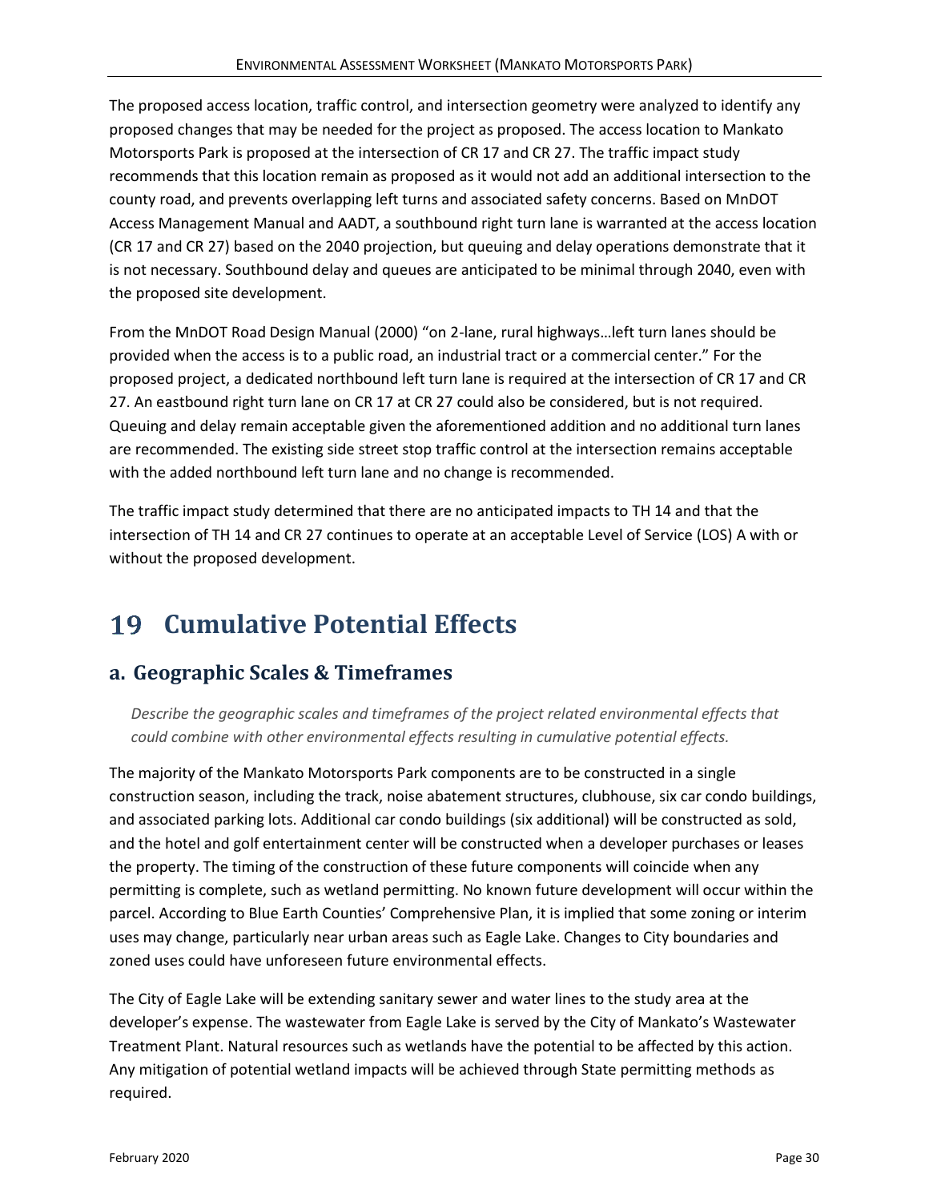The proposed access location, traffic control, and intersection geometry were analyzed to identify any proposed changes that may be needed for the project as proposed. The access location to Mankato Motorsports Park is proposed at the intersection of CR 17 and CR 27. The traffic impact study recommends that this location remain as proposed as it would not add an additional intersection to the county road, and prevents overlapping left turns and associated safety concerns. Based on MnDOT Access Management Manual and AADT, a southbound right turn lane is warranted at the access location (CR 17 and CR 27) based on the 2040 projection, but queuing and delay operations demonstrate that it is not necessary. Southbound delay and queues are anticipated to be minimal through 2040, even with the proposed site development.

From the MnDOT Road Design Manual (2000) "on 2-lane, rural highways…left turn lanes should be provided when the access is to a public road, an industrial tract or a commercial center." For the proposed project, a dedicated northbound left turn lane is required at the intersection of CR 17 and CR 27. An eastbound right turn lane on CR 17 at CR 27 could also be considered, but is not required. Queuing and delay remain acceptable given the aforementioned addition and no additional turn lanes are recommended. The existing side street stop traffic control at the intersection remains acceptable with the added northbound left turn lane and no change is recommended.

The traffic impact study determined that there are no anticipated impacts to TH 14 and that the intersection of TH 14 and CR 27 continues to operate at an acceptable Level of Service (LOS) A with or without the proposed development.

# 19 Cumulative Potential Effects

## a. Geographic Scales & Timeframes

*Describe the geographic scales and timeframes of the project related environmental effects that could combine with other environmental effects resulting in cumulative potential effects.*

The majority of the Mankato Motorsports Park components are to be constructed in a single construction season, including the track, noise abatement structures, clubhouse, six car condo buildings, and associated parking lots. Additional car condo buildings (six additional) will be constructed as sold, and the hotel and golf entertainment center will be constructed when a developer purchases or leases the property. The timing of the construction of these future components will coincide when any permitting is complete, such as wetland permitting. No known future development will occur within the parcel. According to Blue Earth Counties' Comprehensive Plan, it is implied that some zoning or interim uses may change, particularly near urban areas such as Eagle Lake. Changes to City boundaries and zoned uses could have unforeseen future environmental effects.

The City of Eagle Lake will be extending sanitary sewer and water lines to the study area at the developer's expense. The wastewater from Eagle Lake is served by the City of Mankato's Wastewater Treatment Plant. Natural resources such as wetlands have the potential to be affected by this action. Any mitigation of potential wetland impacts will be achieved through State permitting methods as required.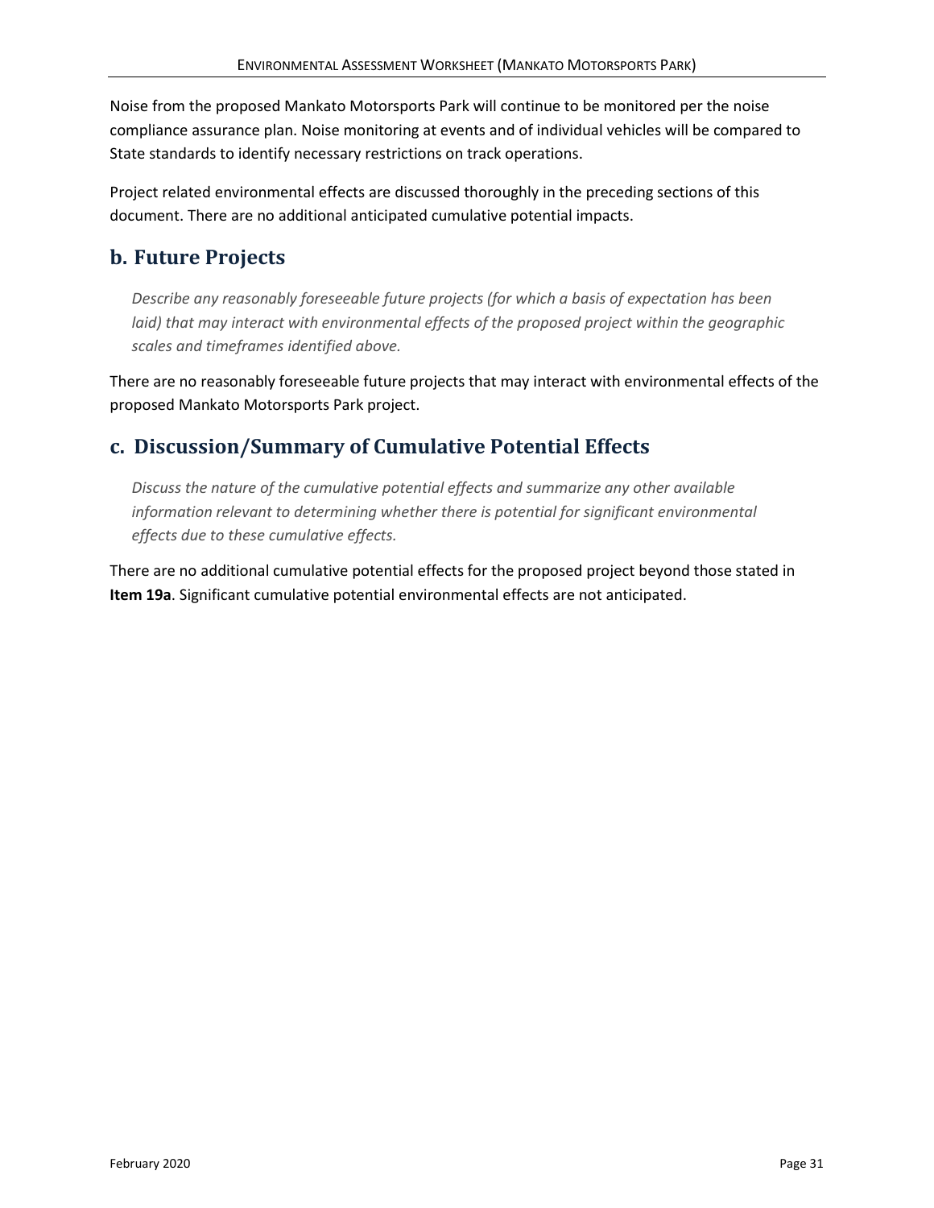Noise from the proposed Mankato Motorsports Park will continue to be monitored per the noise compliance assurance plan. Noise monitoring at events and of individual vehicles will be compared to State standards to identify necessary restrictions on track operations.

Project related environmental effects are discussed thoroughly in the preceding sections of this document. There are no additional anticipated cumulative potential impacts.

## b. Future Projects

*Describe any reasonably foreseeable future projects (for which a basis of expectation has been laid) that may interact with environmental effects of the proposed project within the geographic scales and timeframes identified above.*

There are no reasonably foreseeable future projects that may interact with environmental effects of the proposed Mankato Motorsports Park project.

## c. Discussion/Summary of Cumulative Potential Effects

*Discuss the nature of the cumulative potential effects and summarize any other available information relevant to determining whether there is potential for significant environmental effects due to these cumulative effects.*

There are no additional cumulative potential effects for the proposed project beyond those stated in **Item 19a**. Significant cumulative potential environmental effects are not anticipated.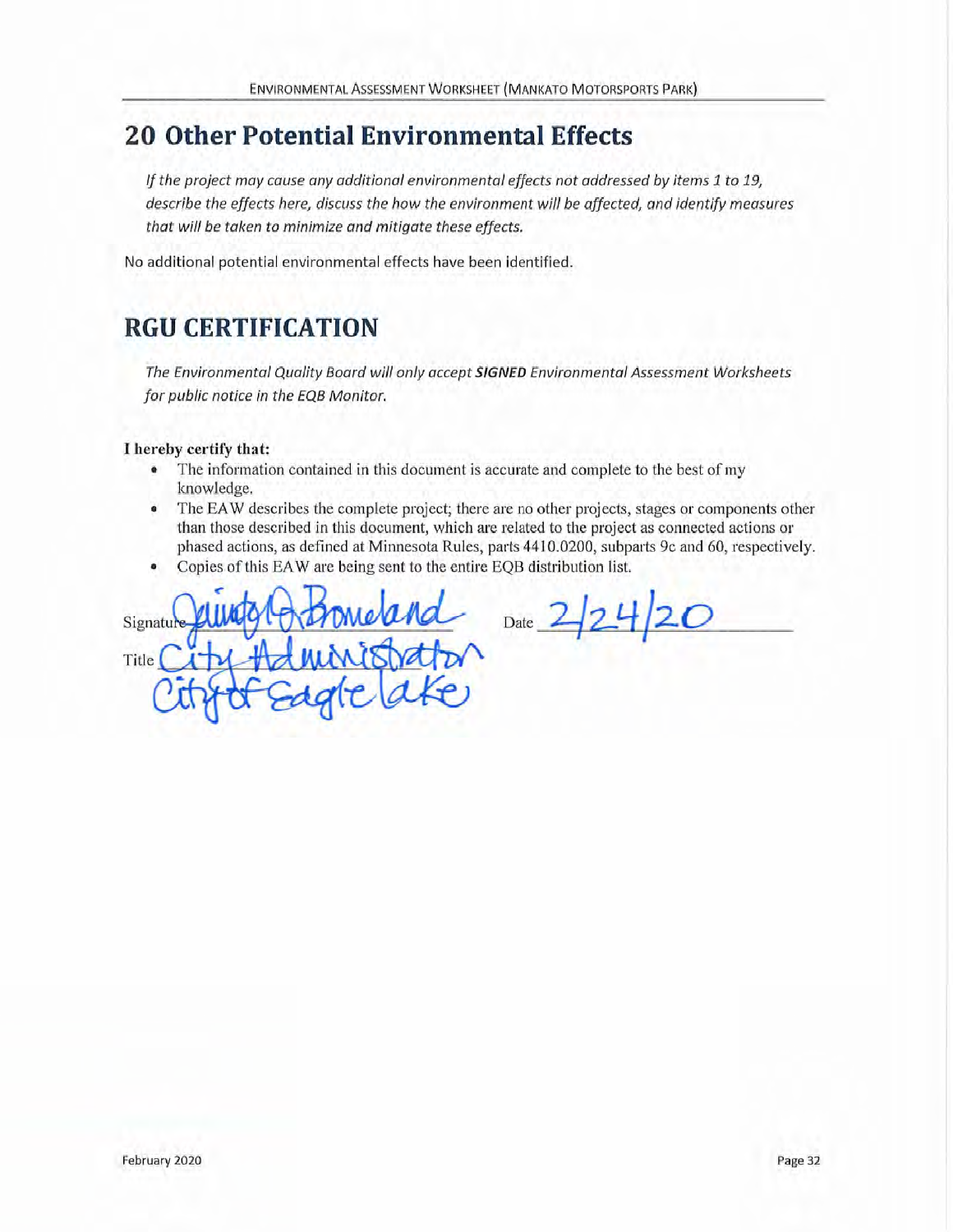# 20 Other Potential Environmental Effects

*If the project may cause any additional environmental effects not addressed by items 1 to 19, describe the effects here, discuss the how the environment will be affected, and identify measures that will be taken to minimize and mitigate these effects.*

No additional potential environmental effects have been identified.

# RGU CERTIFICATION

*The Environmental Quality Board will only accept* ***SIGNED*** *Environmental Assessment Worksheets for public notice in the EQB Monitor.*

**I hereby certify that:**

- The information contained in this document is accurate and complete to the best of my knowledge.
- The EAW describes the complete project; there are no other projects, stages or components other than those described in this document, which are related to the project as connected actions or phased actions, as defined at Minnesota Rules, parts 4410.0200, subparts 9c and 60, respectively.
- Copies of this EAW are being sent to the entire EQB distribution list.

Signature Jennifer A. Bromeland Date 2/24/20

Title City Administrator City of Eagle Lake